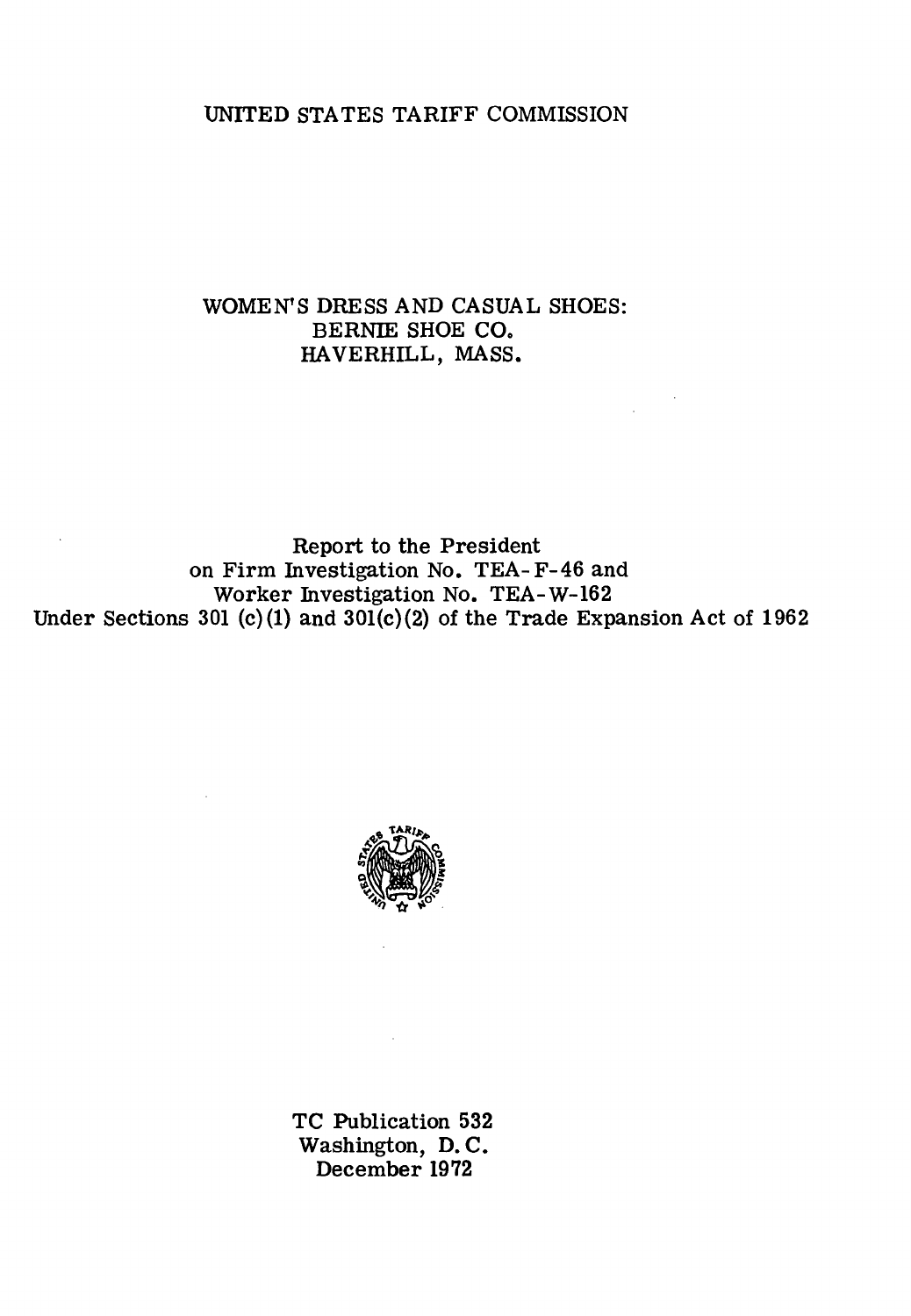UNITED STATES TARIFF COMMISSION

# WOMEN'S DRESS AND CASUAL SHOES: BERNIE SHOE CO. HAVERHILL, MASS.

Report to the President
on Firm Investigation No. TEA-F-46 and
Worker Investigation No. TEA-W-162
Under Sections 301 (c)(1) and 301(c)(2) of the Trade Expansion Act of 1962

TC Publication 532
Washington, D. C.
December 1972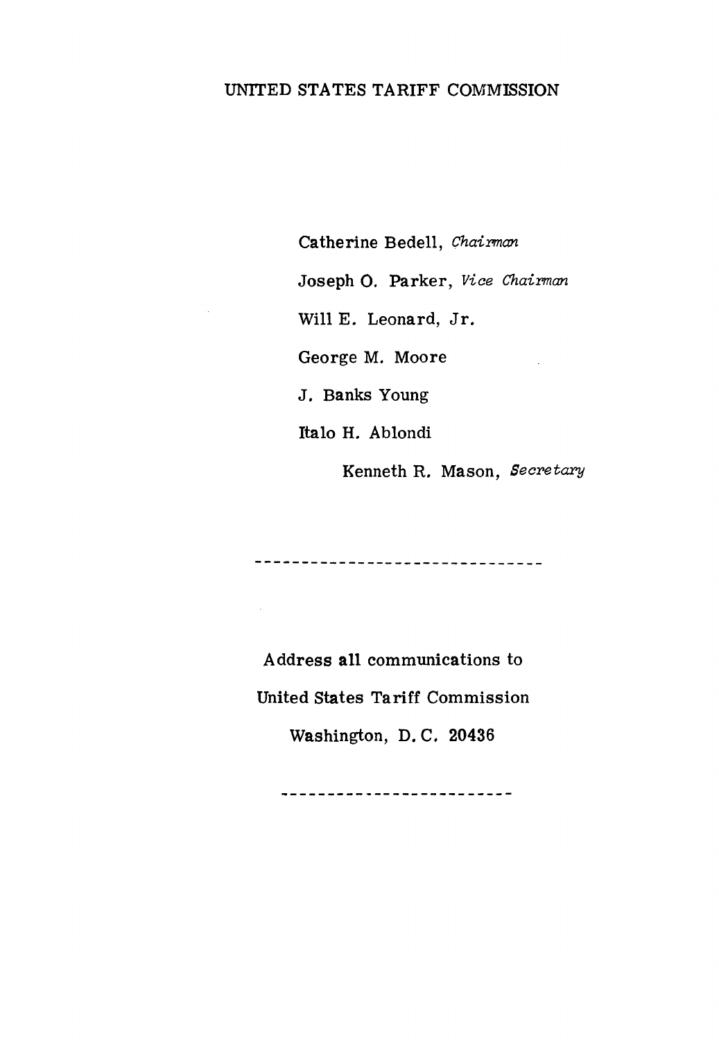UNITED STATES TARIFF COMMISSION

Catherine Bedell, *Chairman*

Joseph O. Parker, *Vice Chairman*

Will E. Leonard, Jr.

George M. Moore

J. Banks Young

Italo H. Ablondi

Kenneth R. Mason, *Secretary*

---

Address all communications to

United States Tariff Commission

Washington, D. C. 20436

---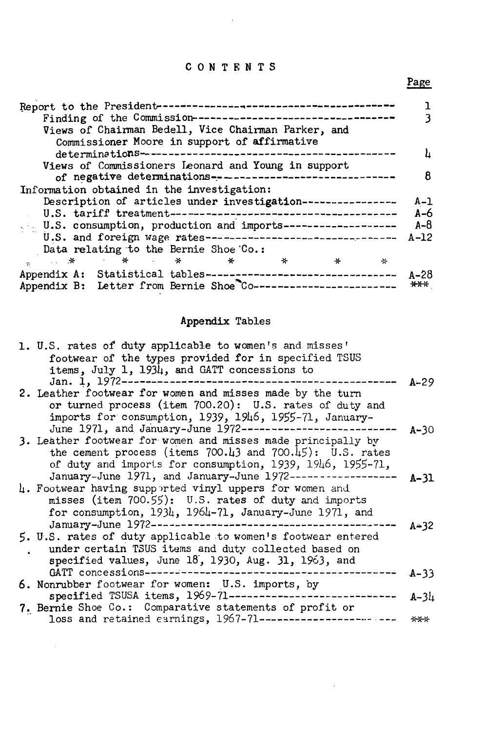# CONTENTS

| | Page |
|---|---|
| Report to the President | 1 |
| Finding of the Commission | 3 |
| Views of Chairman Bedell, Vice Chairman Parker, and Commissioner Moore in support of affirmative determinations | 4 |
| Views of Commissioners Leonard and Young in support of negative determinations | 8 |
| Information obtained in the investigation: | |
| Description of articles under investigation | A-1 |
| U.S. tariff treatment | A-6 |
| U.S. consumption, production and imports | A-8 |
| U.S. and foreign wage rates | A-12 |
| Data relating to the Bernie Shoe Co.: | |
| * * * * * * * | |
| Appendix A: Statistical tables | A-28 |
| Appendix B: Letter from Bernie Shoe Co | *** |

## Appendix Tables

| | |
|---|---|
| 1. U.S. rates of duty applicable to women's and misses' footwear of the types provided for in specified TSUS items, July 1, 1934, and GATT concessions to Jan. 1, 1972 | A-29 |
| 2. Leather footwear for women and misses made by the turn or turned process (item 700.20): U.S. rates of duty and imports for consumption, 1939, 1946, 1955-71, January-June 1971, and January-June 1972 | A-30 |
| 3. Leather footwear for women and misses made principally by the cement process (items 700.43 and 700.45): U.S. rates of duty and imports for consumption, 1939, 1946, 1955-71, January-June 1971, and January-June 1972 | A-31 |
| 4. Footwear having supported vinyl uppers for women and misses (item 700.55): U.S. rates of duty and imports for consumption, 1934, 1964-71, January-June 1971, and January-June 1972 | A-32 |
| 5. U.S. rates of duty applicable to women's footwear entered under certain TSUS items and duty collected based on specified values, June 18, 1930, Aug. 31, 1963, and GATT concessions | A-33 |
| 6. Nonrubber footwear for women: U.S. imports, by specified TSUSA items, 1969-71 | A-34 |
| 7. Bernie Shoe Co.: Comparative statements of profit or loss and retained earnings, 1967-71 | *** |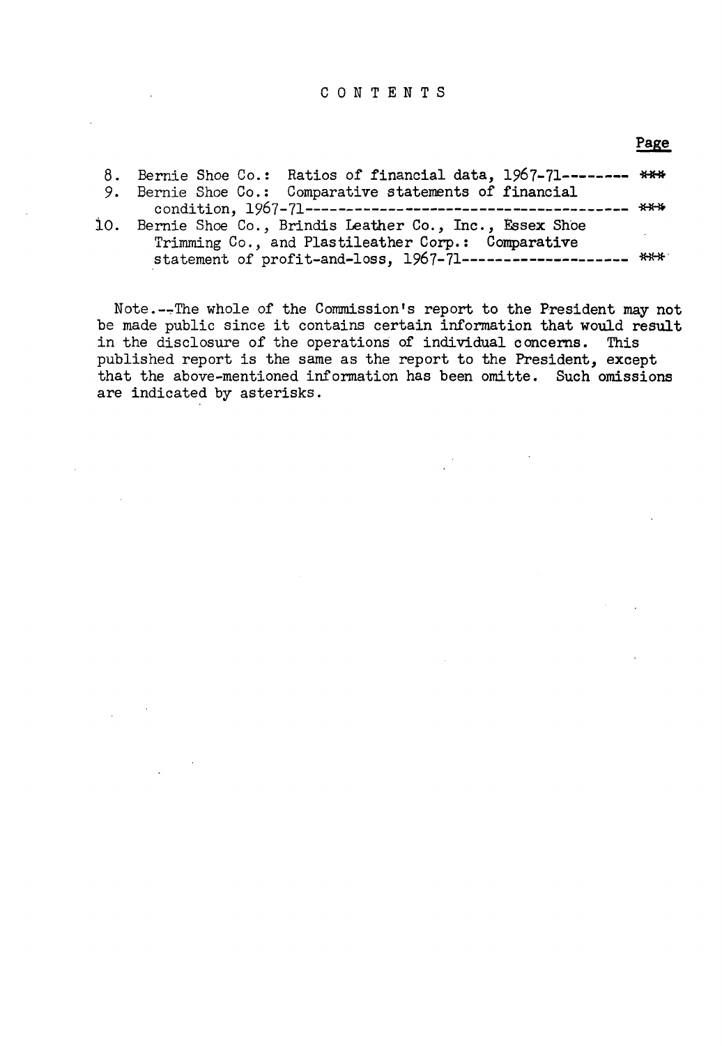CONTENTS

| | Page |
|---|---|
| 8. Bernie Shoe Co.: Ratios of financial data, 1967-71-------- | *** |
| 9. Bernie Shoe Co.: Comparative statements of financial condition, 1967-71---------------------------------------- | *** |
| 10. Bernie Shoe Co., Brindis Leather Co., Inc., Essex Shoe Trimming Co., and Plastileather Corp.: Comparative statement of profit-and-loss, 1967-71-------------------- | *** |

Note.--The whole of the Commission's report to the President may not be made public since it contains certain information that would result in the disclosure of the operations of individual concerns. This published report is the same as the report to the President, except that the above-mentioned information has been omitte. Such omissions are indicated by asterisks.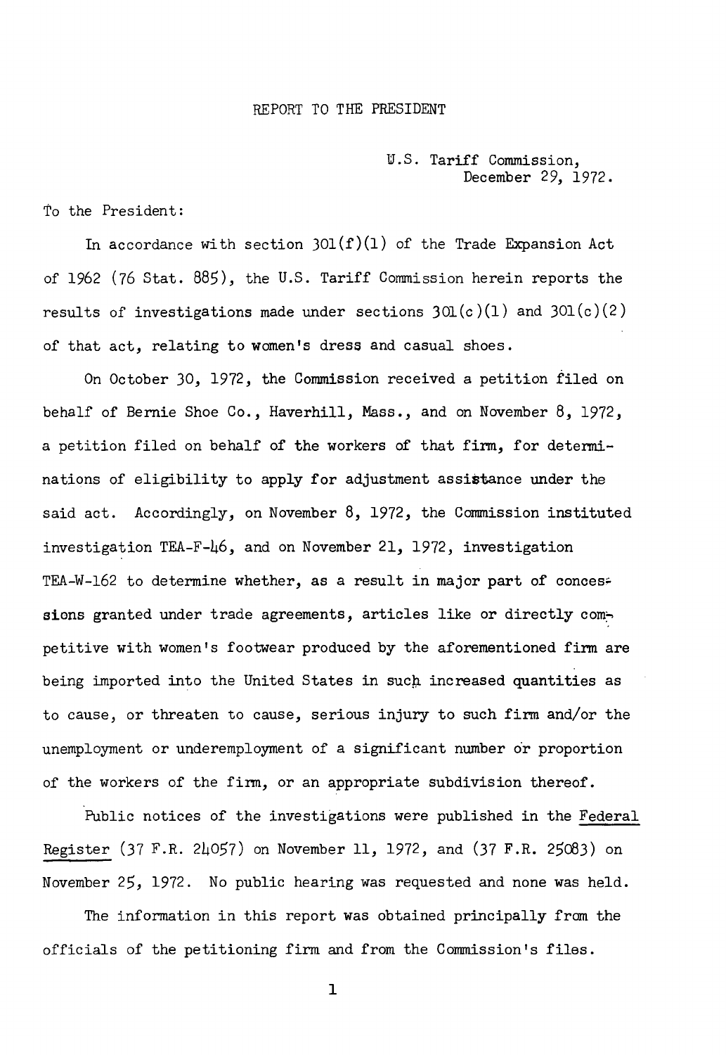REPORT TO THE PRESIDENT

U.S. Tariff Commission,
December 29, 1972.

To the President:

In accordance with section 301(f)(1) of the Trade Expansion Act of 1962 (76 Stat. 885), the U.S. Tariff Commission herein reports the results of investigations made under sections 301(c)(1) and 301(c)(2) of that act, relating to women's dress and casual shoes.

On October 30, 1972, the Commission received a petition filed on behalf of Bernie Shoe Co., Haverhill, Mass., and on November 8, 1972, a petition filed on behalf of the workers of that firm, for determinations of eligibility to apply for adjustment assistance under the said act. Accordingly, on November 8, 1972, the Commission instituted investigation TEA-F-46, and on November 21, 1972, investigation TEA-W-162 to determine whether, as a result in major part of concessions granted under trade agreements, articles like or directly competitive with women's footwear produced by the aforementioned firm are being imported into the United States in such increased quantities as to cause, or threaten to cause, serious injury to such firm and/or the unemployment or underemployment of a significant number or proportion of the workers of the firm, or an appropriate subdivision thereof.

Public notices of the investigations were published in the Federal Register (37 F.R. 24057) on November 11, 1972, and (37 F.R. 25083) on November 25, 1972. No public hearing was requested and none was held.

The information in this report was obtained principally from the officials of the petitioning firm and from the Commission's files.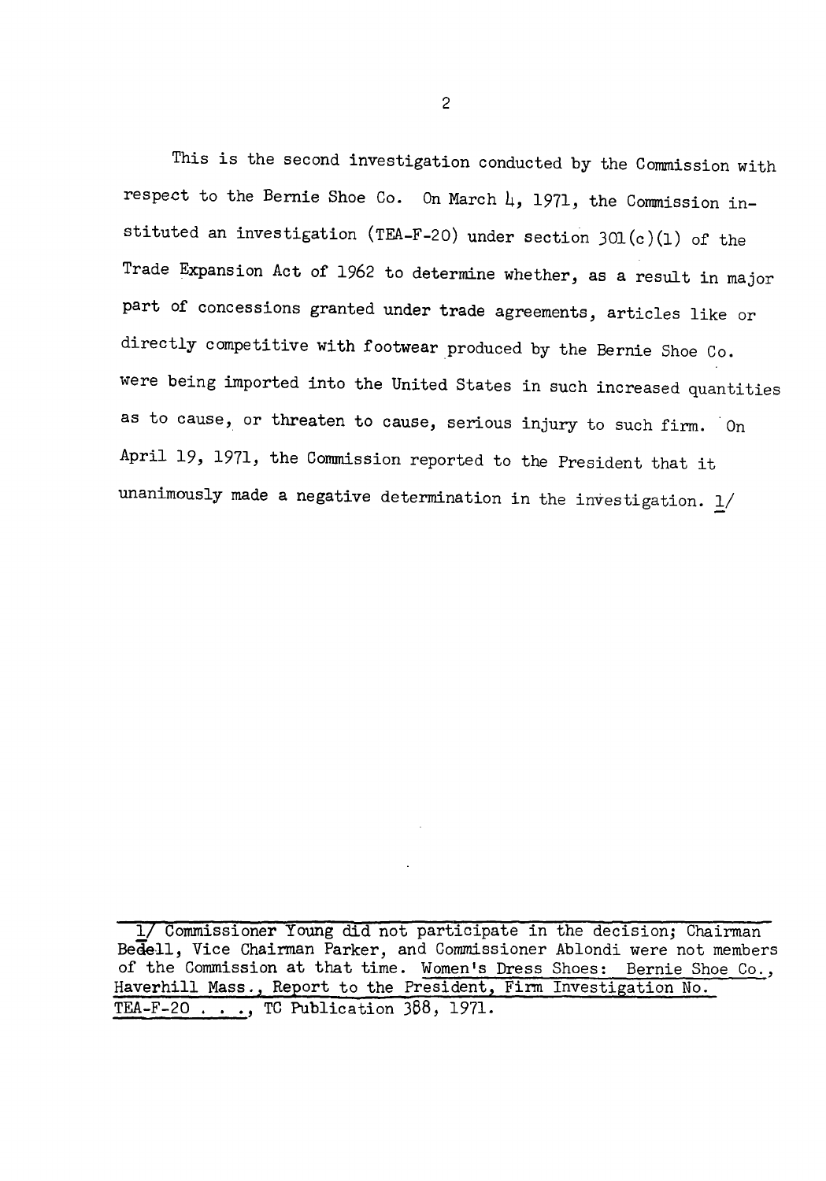This is the second investigation conducted by the Commission with respect to the Bernie Shoe Co. On March 4, 1971, the Commission instituted an investigation (TEA-F-20) under section 301(c)(1) of the Trade Expansion Act of 1962 to determine whether, as a result in major part of concessions granted under trade agreements, articles like or directly competitive with footwear produced by the Bernie Shoe Co. were being imported into the United States in such increased quantities as to cause, or threaten to cause, serious injury to such firm. On April 19, 1971, the Commission reported to the President that it unanimously made a negative determination in the investigation. 1/

---

1/ Commissioner Young did not participate in the decision; Chairman Bedell, Vice Chairman Parker, and Commissioner Ablondi were not members of the Commission at that time. Women's Dress Shoes: Bernie Shoe Co., Haverhill Mass., Report to the President, Firm Investigation No. TEA-F-20 . . ., TC Publication 388, 1971.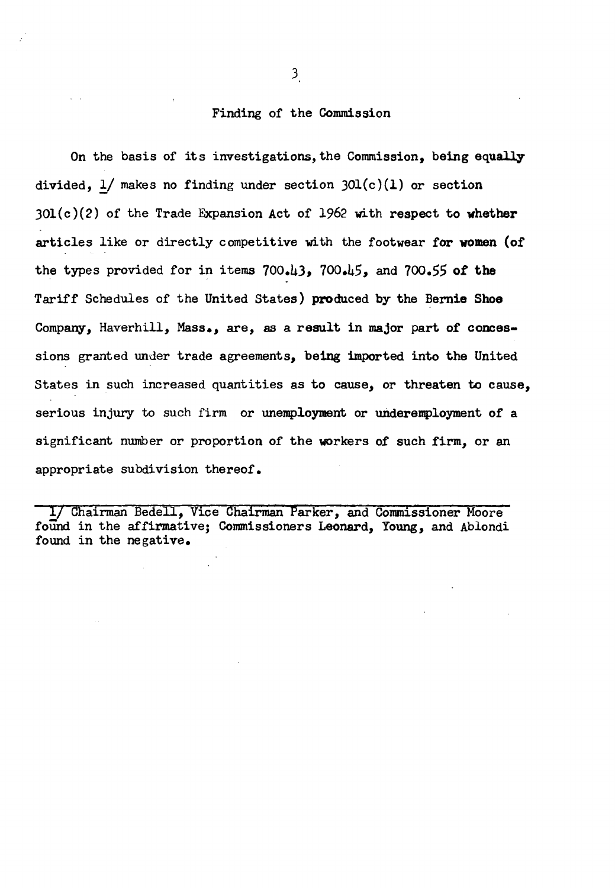## Finding of the Commission

On the basis of its investigations, the Commission, being equally divided, 1/ makes no finding under section 301(c)(1) or section 301(c)(2) of the Trade Expansion Act of 1962 with respect to whether articles like or directly competitive with the footwear for women (of the types provided for in items 700.43, 700.45, and 700.55 of the Tariff Schedules of the United States) produced by the Bernie Shoe Company, Haverhill, Mass., are, as a result in major part of concessions granted under trade agreements, being imported into the United States in such increased quantities as to cause, or threaten to cause, serious injury to such firm or unemployment or underemployment of a significant number or proportion of the workers of such firm, or an appropriate subdivision thereof.

---

1/ Chairman Bedell, Vice Chairman Parker, and Commissioner Moore found in the affirmative; Commissioners Leonard, Young, and Ablondi found in the negative.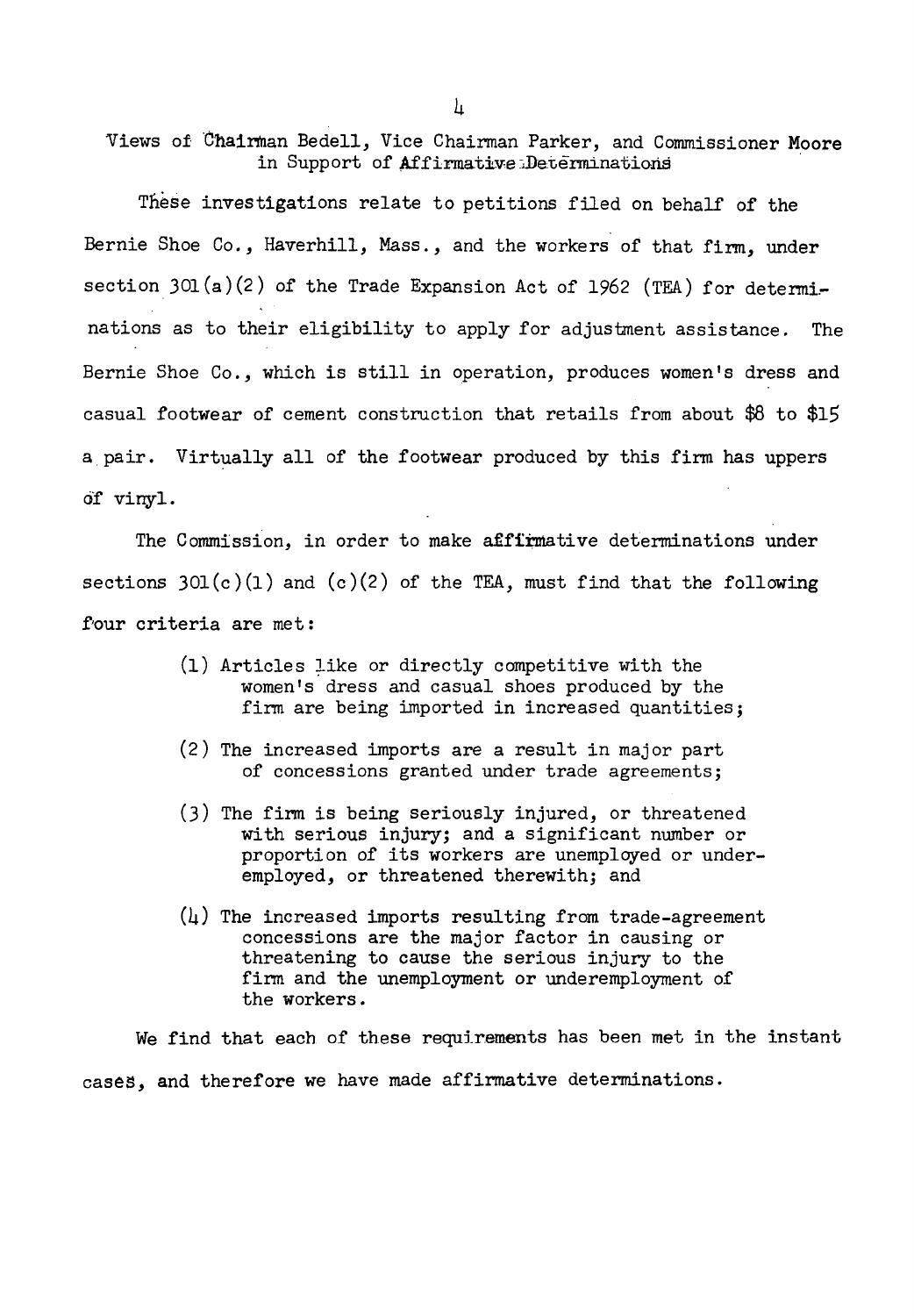## Views of Chairman Bedell, Vice Chairman Parker, and Commissioner Moore in Support of Affirmative Determinations

These investigations relate to petitions filed on behalf of the Bernie Shoe Co., Haverhill, Mass., and the workers of that firm, under section 301(a)(2) of the Trade Expansion Act of 1962 (TEA) for determinations as to their eligibility to apply for adjustment assistance. The Bernie Shoe Co., which is still in operation, produces women's dress and casual footwear of cement construction that retails from about $8 to $15 a pair. Virtually all of the footwear produced by this firm has uppers of vinyl.

The Commission, in order to make affirmative determinations under sections 301(c)(1) and (c)(2) of the TEA, must find that the following four criteria are met:

> (1) Articles like or directly competitive with the women's dress and casual shoes produced by the firm are being imported in increased quantities;
>
> (2) The increased imports are a result in major part of concessions granted under trade agreements;
>
> (3) The firm is being seriously injured, or threatened with serious injury; and a significant number or proportion of its workers are unemployed or underemployed, or threatened therewith; and
>
> (4) The increased imports resulting from trade-agreement concessions are the major factor in causing or threatening to cause the serious injury to the firm and the unemployment or underemployment of the workers.

We find that each of these requirements has been met in the instant cases, and therefore we have made affirmative determinations.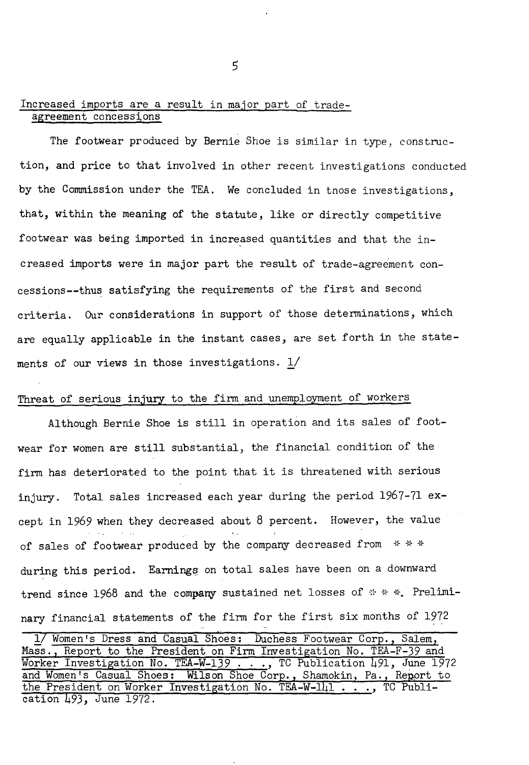## Increased imports are a result in major part of trade-agreement concessions

The footwear produced by Bernie Shoe is similar in type, construction, and price to that involved in other recent investigations conducted by the Commission under the TEA. We concluded in those investigations, that, within the meaning of the statute, like or directly competitive footwear was being imported in increased quantities and that the increased imports were in major part the result of trade-agreement concessions--thus satisfying the requirements of the first and second criteria. Our considerations in support of those determinations, which are equally applicable in the instant cases, are set forth in the statements of our views in those investigations. 1/

## Threat of serious injury to the firm and unemployment of workers

Although Bernie Shoe is still in operation and its sales of footwear for women are still substantial, the financial condition of the firm has deteriorated to the point that it is threatened with serious injury. Total sales increased each year during the period 1967-71 except in 1969 when they decreased about 8 percent. However, the value of sales of footwear produced by the company decreased from * * * during this period. Earnings on total sales have been on a downward trend since 1968 and the company sustained net losses of * * *. Preliminary financial statements of the firm for the first six months of 1972

1/ Women's Dress and Casual Shoes: Duchess Footwear Corp., Salem, Mass., Report to the President on Firm Investigation No. TEA-F-39 and Worker Investigation No. TEA-W-139 . . ., TC Publication 491, June 1972 and Women's Casual Shoes: Wilson Shoe Corp., Shamokin, Pa., Report to the President on Worker Investigation No. TEA-W-141 . . ., TC Publication 493, June 1972.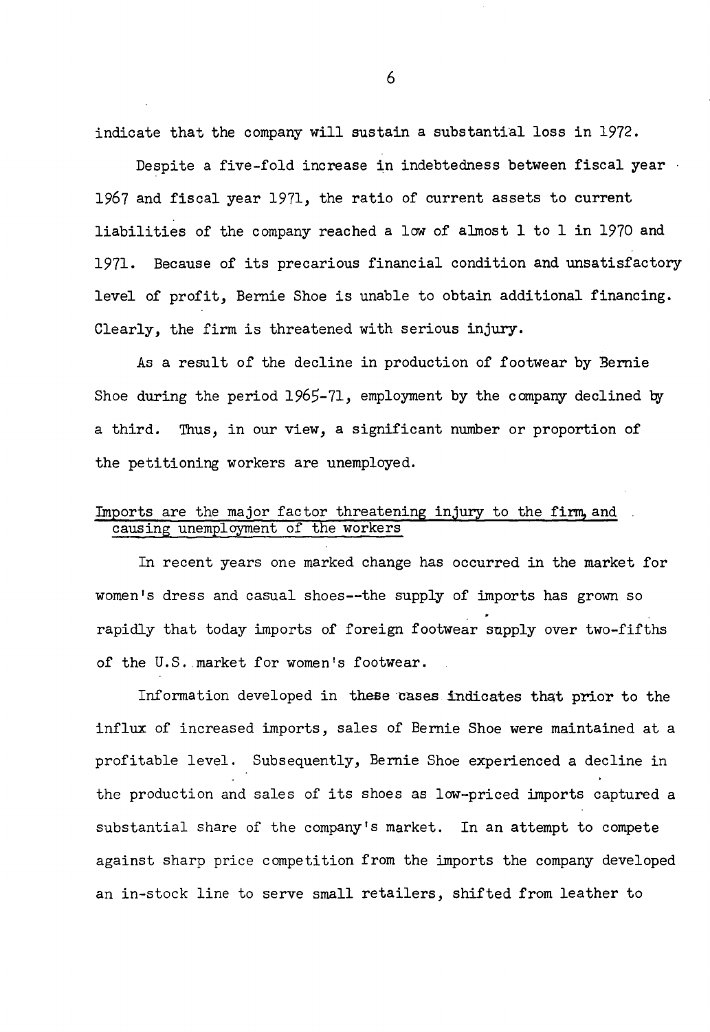indicate that the company will sustain a substantial loss in 1972.

Despite a five-fold increase in indebtedness between fiscal year 1967 and fiscal year 1971, the ratio of current assets to current liabilities of the company reached a low of almost 1 to 1 in 1970 and 1971. Because of its precarious financial condition and unsatisfactory level of profit, Bernie Shoe is unable to obtain additional financing. Clearly, the firm is threatened with serious injury.

As a result of the decline in production of footwear by Bernie Shoe during the period 1965-71, employment by the company declined by a third. Thus, in our view, a significant number or proportion of the petitioning workers are unemployed.

<u>Imports are the major factor threatening injury to the firm, and causing unemployment of the workers</u>

In recent years one marked change has occurred in the market for women's dress and casual shoes--the supply of imports has grown so rapidly that today imports of foreign footwear supply over two-fifths of the U.S. market for women's footwear.

Information developed in these cases indicates that prior to the influx of increased imports, sales of Bernie Shoe were maintained at a profitable level. Subsequently, Bernie Shoe experienced a decline in the production and sales of its shoes as low-priced imports captured a substantial share of the company's market. In an attempt to compete against sharp price competition from the imports the company developed an in-stock line to serve small retailers, shifted from leather to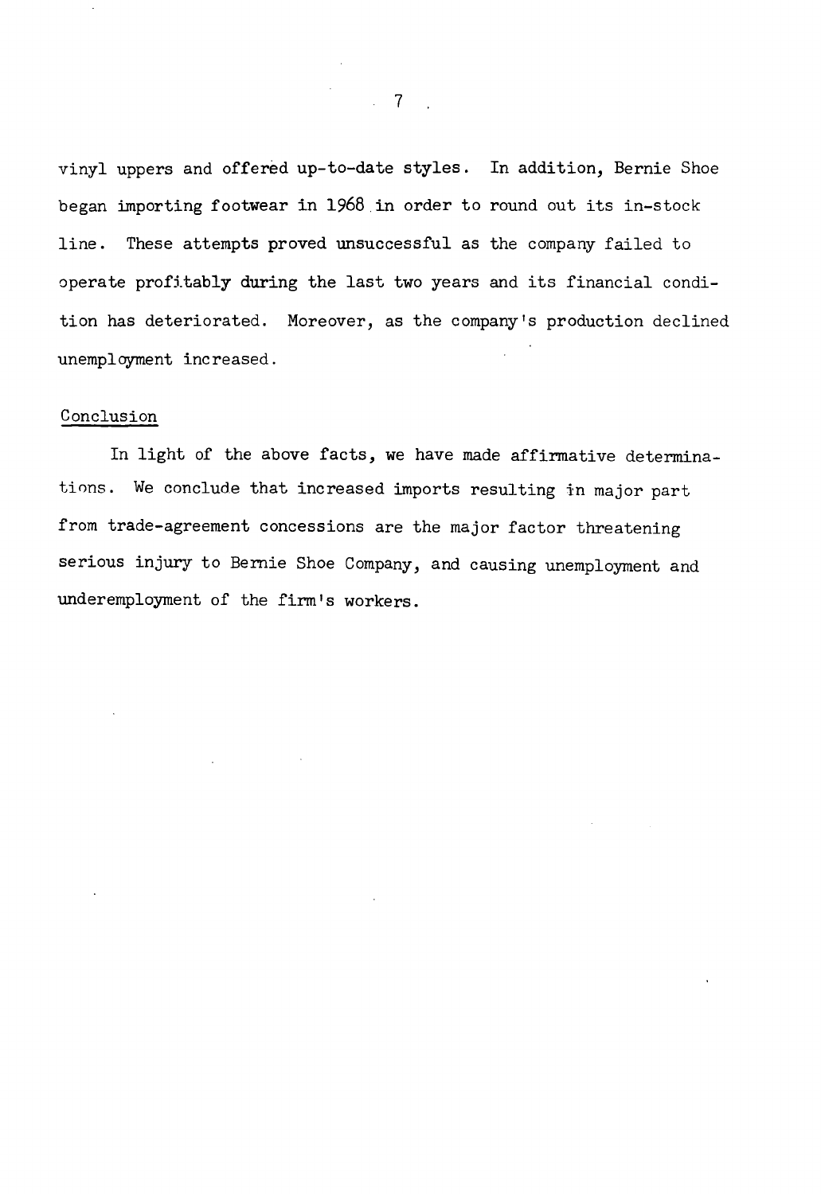vinyl uppers and offered up-to-date styles. In addition, Bernie Shoe began importing footwear in 1968 in order to round out its in-stock line. These attempts proved unsuccessful as the company failed to operate profitably during the last two years and its financial condition has deteriorated. Moreover, as the company's production declined unemployment increased.

## Conclusion

In light of the above facts, we have made affirmative determinations. We conclude that increased imports resulting in major part from trade-agreement concessions are the major factor threatening serious injury to Bernie Shoe Company, and causing unemployment and underemployment of the firm's workers.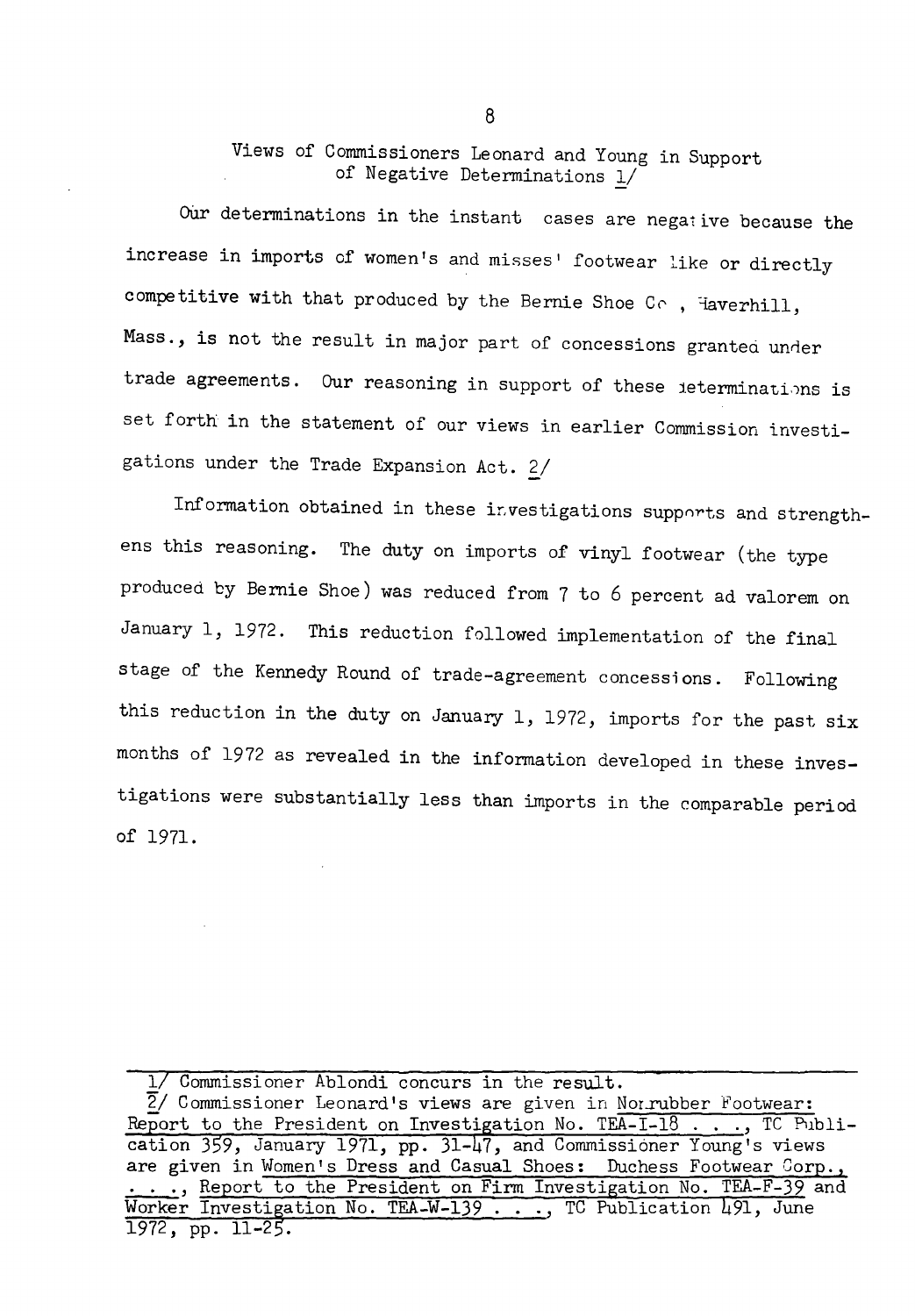## Views of Commissioners Leonard and Young in Support of Negative Determinations 1/

Our determinations in the instant cases are negative because the increase in imports of women's and misses' footwear like or directly competitive with that produced by the Bernie Shoe Co., Haverhill, Mass., is not the result in major part of concessions granted under trade agreements. Our reasoning in support of these determinations is set forth in the statement of our views in earlier Commission investigations under the Trade Expansion Act. 2/

Information obtained in these investigations supports and strengthens this reasoning. The duty on imports of vinyl footwear (the type produced by Bernie Shoe) was reduced from 7 to 6 percent ad valorem on January 1, 1972. This reduction followed implementation of the final stage of the Kennedy Round of trade-agreement concessions. Following this reduction in the duty on January 1, 1972, imports for the past six months of 1972 as revealed in the information developed in these investigations were substantially less than imports in the comparable period of 1971.

---

1/ Commissioner Ablondi concurs in the result.

2/ Commissioner Leonard's views are given in Nonrubber Footwear: Report to the President on Investigation No. TEA-I-18 . . ., TC Publication 359, January 1971, pp. 31-47, and Commissioner Young's views are given in Women's Dress and Casual Shoes: Duchess Footwear Corp., . . ., Report to the President on Firm Investigation No. TEA-F-39 and Worker Investigation No. TEA-W-139 . . ., TC Publication 491, June 1972, pp. 11-25.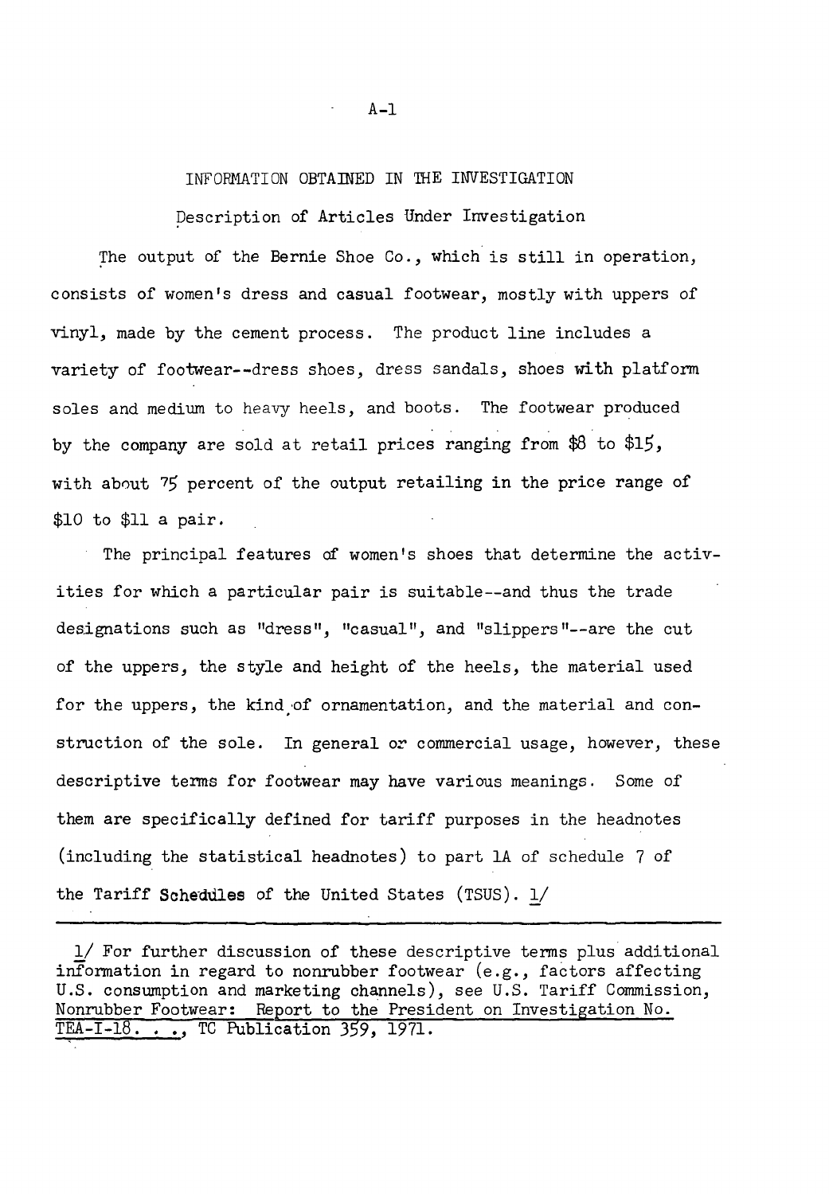## INFORMATION OBTAINED IN THE INVESTIGATION

### Description of Articles Under Investigation

The output of the Bernie Shoe Co., which is still in operation, consists of women's dress and casual footwear, mostly with uppers of vinyl, made by the cement process. The product line includes a variety of footwear--dress shoes, dress sandals, shoes with platform soles and medium to heavy heels, and boots. The footwear produced by the company are sold at retail prices ranging from $8 to $15, with about 75 percent of the output retailing in the price range of $10 to $11 a pair.

The principal features of women's shoes that determine the activities for which a particular pair is suitable--and thus the trade designations such as "dress", "casual", and "slippers"--are the cut of the uppers, the style and height of the heels, the material used for the uppers, the kind of ornamentation, and the material and construction of the sole. In general or commercial usage, however, these descriptive terms for footwear may have various meanings. Some of them are specifically defined for tariff purposes in the headnotes (including the statistical headnotes) to part 1A of schedule 7 of the Tariff Schedules of the United States (TSUS). 1/

---

1/ For further discussion of these descriptive terms plus additional information in regard to nonrubber footwear (e.g., factors affecting U.S. consumption and marketing channels), see U.S. Tariff Commission, Nonrubber Footwear: Report to the President on Investigation No. TEA-I-18. . ., TC Publication 359, 1971.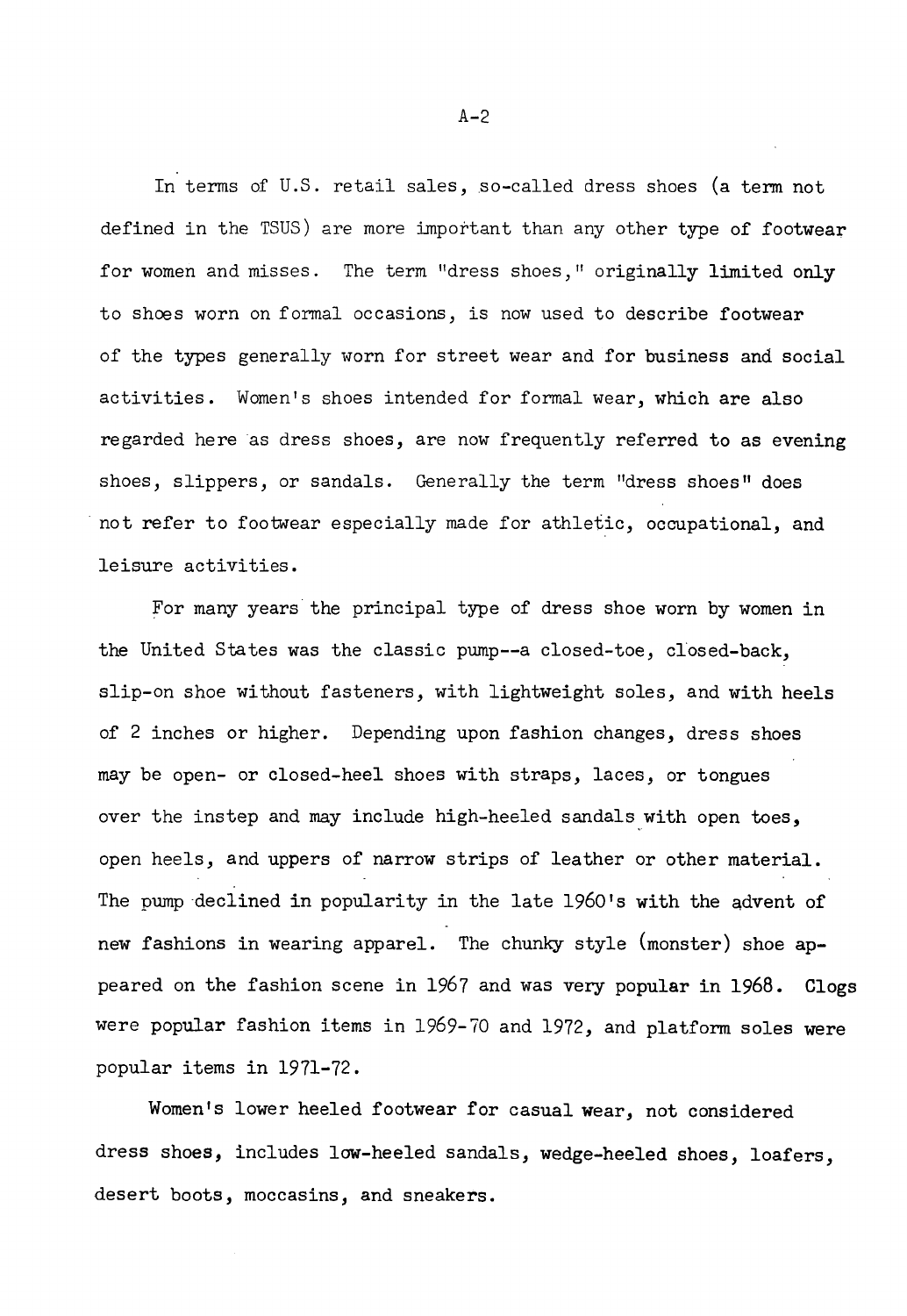In terms of U.S. retail sales, so-called dress shoes (a term not defined in the TSUS) are more important than any other type of footwear for women and misses. The term "dress shoes," originally limited only to shoes worn on formal occasions, is now used to describe footwear of the types generally worn for street wear and for business and social activities. Women's shoes intended for formal wear, which are also regarded here as dress shoes, are now frequently referred to as evening shoes, slippers, or sandals. Generally the term "dress shoes" does not refer to footwear especially made for athletic, occupational, and leisure activities.

For many years the principal type of dress shoe worn by women in the United States was the classic pump--a closed-toe, closed-back, slip-on shoe without fasteners, with lightweight soles, and with heels of 2 inches or higher. Depending upon fashion changes, dress shoes may be open- or closed-heel shoes with straps, laces, or tongues over the instep and may include high-heeled sandals with open toes, open heels, and uppers of narrow strips of leather or other material. The pump declined in popularity in the late 1960's with the advent of new fashions in wearing apparel. The chunky style (monster) shoe appeared on the fashion scene in 1967 and was very popular in 1968. Clogs were popular fashion items in 1969-70 and 1972, and platform soles were popular items in 1971-72.

Women's lower heeled footwear for casual wear, not considered dress shoes, includes low-heeled sandals, wedge-heeled shoes, loafers, desert boots, moccasins, and sneakers.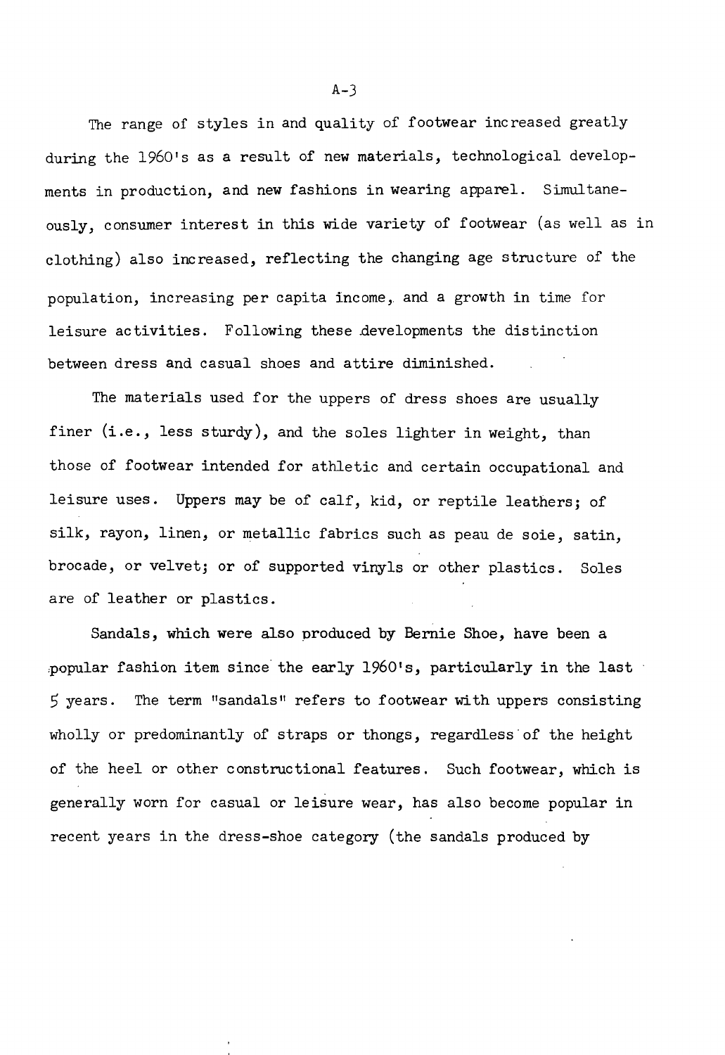The range of styles in and quality of footwear increased greatly during the 1960's as a result of new materials, technological developments in production, and new fashions in wearing apparel. Simultaneously, consumer interest in this wide variety of footwear (as well as in clothing) also increased, reflecting the changing age structure of the population, increasing per capita income, and a growth in time for leisure activities. Following these developments the distinction between dress and casual shoes and attire diminished.

The materials used for the uppers of dress shoes are usually finer (i.e., less sturdy), and the soles lighter in weight, than those of footwear intended for athletic and certain occupational and leisure uses. Uppers may be of calf, kid, or reptile leathers; of silk, rayon, linen, or metallic fabrics such as peau de soie, satin, brocade, or velvet; or of supported vinyls or other plastics. Soles are of leather or plastics.

Sandals, which were also produced by Bernie Shoe, have been a popular fashion item since the early 1960's, particularly in the last 5 years. The term "sandals" refers to footwear with uppers consisting wholly or predominantly of straps or thongs, regardless of the height of the heel or other constructional features. Such footwear, which is generally worn for casual or leisure wear, has also become popular in recent years in the dress-shoe category (the sandals produced by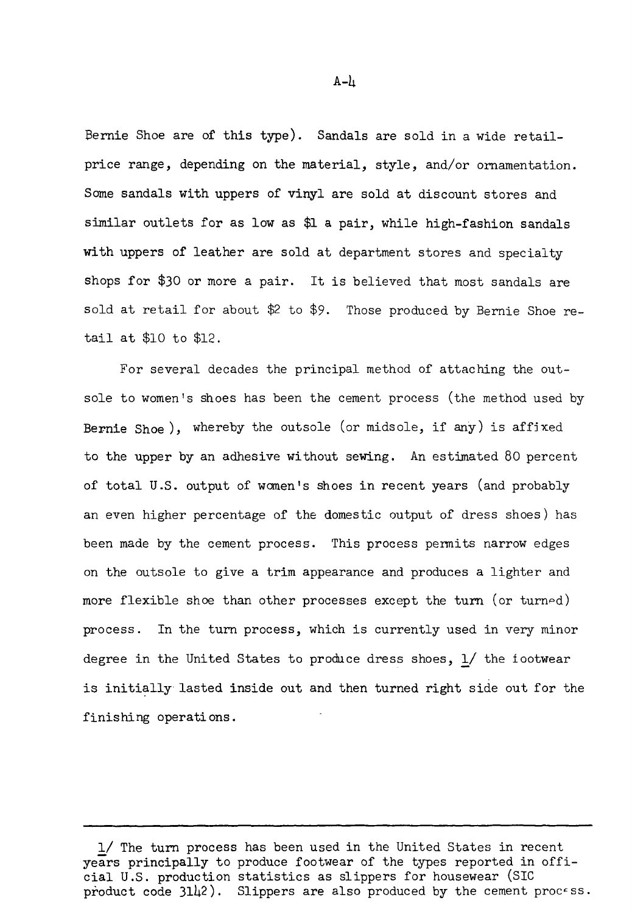Bernie Shoe are of this type). Sandals are sold in a wide retail-price range, depending on the material, style, and/or ornamentation. Some sandals with uppers of vinyl are sold at discount stores and similar outlets for as low as $1 a pair, while high-fashion sandals with uppers of leather are sold at department stores and specialty shops for $30 or more a pair. It is believed that most sandals are sold at retail for about $2 to $9. Those produced by Bernie Shoe retail at $10 to $12.

For several decades the principal method of attaching the outsole to women's shoes has been the cement process (the method used by Bernie Shoe), whereby the outsole (or midsole, if any) is affixed to the upper by an adhesive without sewing. An estimated 80 percent of total U.S. output of women's shoes in recent years (and probably an even higher percentage of the domestic output of dress shoes) has been made by the cement process. This process permits narrow edges on the outsole to give a trim appearance and produces a lighter and more flexible shoe than other processes except the turn (or turned) process. In the turn process, which is currently used in very minor degree in the United States to produce dress shoes, 1/ the footwear is initially lasted inside out and then turned right side out for the finishing operations.

---

1/ The turn process has been used in the United States in recent years principally to produce footwear of the types reported in official U.S. production statistics as slippers for housewear (SIC product code 3142). Slippers are also produced by the cement process.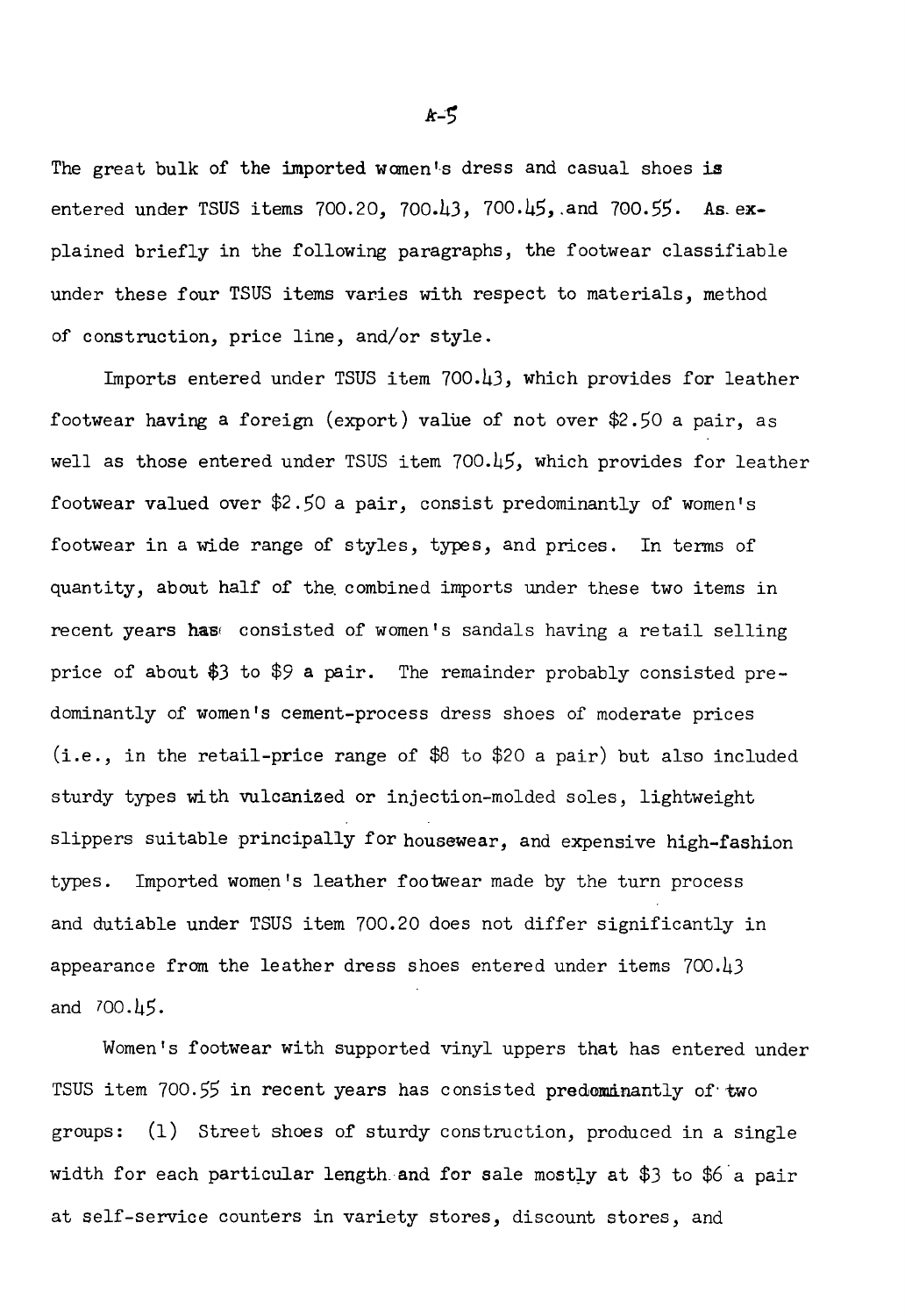The great bulk of the imported women's dress and casual shoes is entered under TSUS items 700.20, 700.43, 700.45, and 700.55. As explained briefly in the following paragraphs, the footwear classifiable under these four TSUS items varies with respect to materials, method of construction, price line, and/or style.

Imports entered under TSUS item 700.43, which provides for leather footwear having a foreign (export) value of not over $2.50 a pair, as well as those entered under TSUS item 700.45, which provides for leather footwear valued over $2.50 a pair, consist predominantly of women's footwear in a wide range of styles, types, and prices. In terms of quantity, about half of the combined imports under these two items in recent years has consisted of women's sandals having a retail selling price of about $3 to $9 a pair. The remainder probably consisted predominantly of women's cement-process dress shoes of moderate prices (i.e., in the retail-price range of $8 to $20 a pair) but also included sturdy types with vulcanized or injection-molded soles, lightweight slippers suitable principally for housewear, and expensive high-fashion types. Imported women's leather footwear made by the turn process and dutiable under TSUS item 700.20 does not differ significantly in appearance from the leather dress shoes entered under items 700.43 and 700.45.

Women's footwear with supported vinyl uppers that has entered under TSUS item 700.55 in recent years has consisted predominantly of two groups: (1) Street shoes of sturdy construction, produced in a single width for each particular length and for sale mostly at $3 to $6 a pair at self-service counters in variety stores, discount stores, and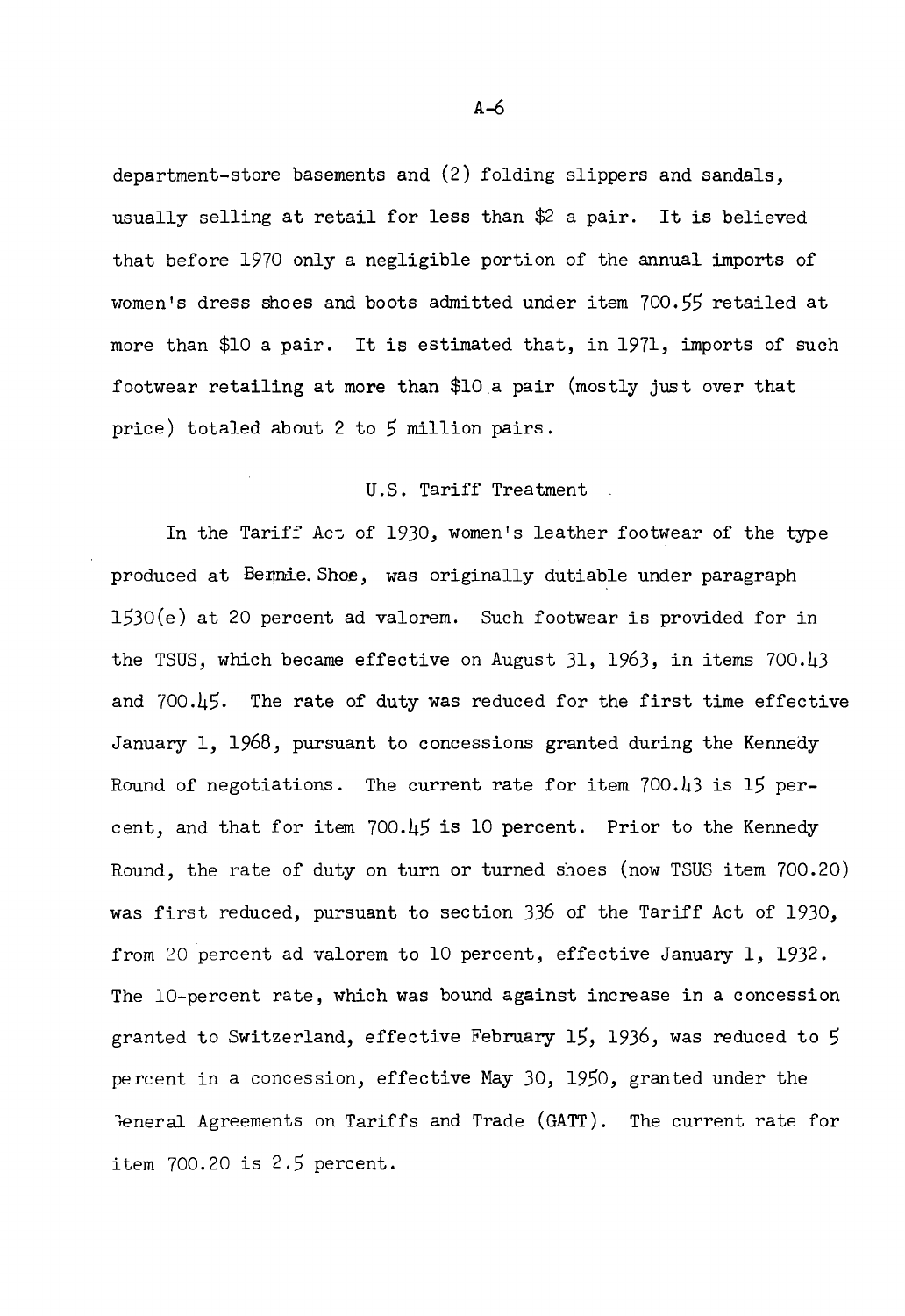department-store basements and (2) folding slippers and sandals, usually selling at retail for less than $2 a pair. It is believed that before 1970 only a negligible portion of the annual imports of women's dress shoes and boots admitted under item 700.55 retailed at more than $10 a pair. It is estimated that, in 1971, imports of such footwear retailing at more than $10 a pair (mostly just over that price) totaled about 2 to 5 million pairs.

## U.S. Tariff Treatment

In the Tariff Act of 1930, women's leather footwear of the type produced at Bennie Shoe, was originally dutiable under paragraph 1530(e) at 20 percent ad valorem. Such footwear is provided for in the TSUS, which became effective on August 31, 1963, in items 700.43 and 700.45. The rate of duty was reduced for the first time effective January 1, 1968, pursuant to concessions granted during the Kennedy Round of negotiations. The current rate for item 700.43 is 15 percent, and that for item 700.45 is 10 percent. Prior to the Kennedy Round, the rate of duty on turn or turned shoes (now TSUS item 700.20) was first reduced, pursuant to section 336 of the Tariff Act of 1930, from 20 percent ad valorem to 10 percent, effective January 1, 1932. The 10-percent rate, which was bound against increase in a concession granted to Switzerland, effective February 15, 1936, was reduced to 5 percent in a concession, effective May 30, 1950, granted under the General Agreements on Tariffs and Trade (GATT). The current rate for item 700.20 is 2.5 percent.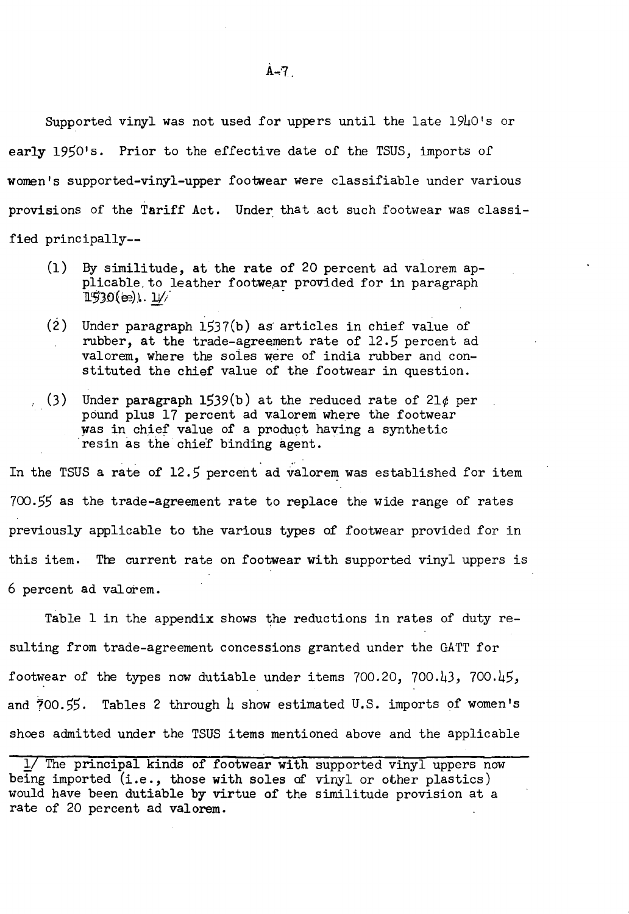Supported vinyl was not used for uppers until the late 1940's or early 1950's. Prior to the effective date of the TSUS, imports of women's supported-vinyl-upper footwear were classifiable under various provisions of the Tariff Act. Under that act such footwear was classified principally--

(1) By similitude, at the rate of 20 percent ad valorem applicable to leather footwear provided for in paragraph 1530(e). 1/

(2) Under paragraph 1537(b) as articles in chief value of rubber, at the trade-agreement rate of 12.5 percent ad valorem, where the soles were of india rubber and constituted the chief value of the footwear in question.

(3) Under paragraph 1539(b) at the reduced rate of 21¢ per pound plus 17 percent ad valorem where the footwear was in chief value of a product having a synthetic resin as the chief binding agent.

In the TSUS a rate of 12.5 percent ad valorem was established for item 700.55 as the trade-agreement rate to replace the wide range of rates previously applicable to the various types of footwear provided for in this item. The current rate on footwear with supported vinyl uppers is 6 percent ad valorem.

Table 1 in the appendix shows the reductions in rates of duty resulting from trade-agreement concessions granted under the GATT for footwear of the types now dutiable under items 700.20, 700.43, 700.45, and 700.55. Tables 2 through 4 show estimated U.S. imports of women's shoes admitted under the TSUS items mentioned above and the applicable

---

1/ The principal kinds of footwear with supported vinyl uppers now being imported (i.e., those with soles of vinyl or other plastics) would have been dutiable by virtue of the similitude provision at a rate of 20 percent ad valorem.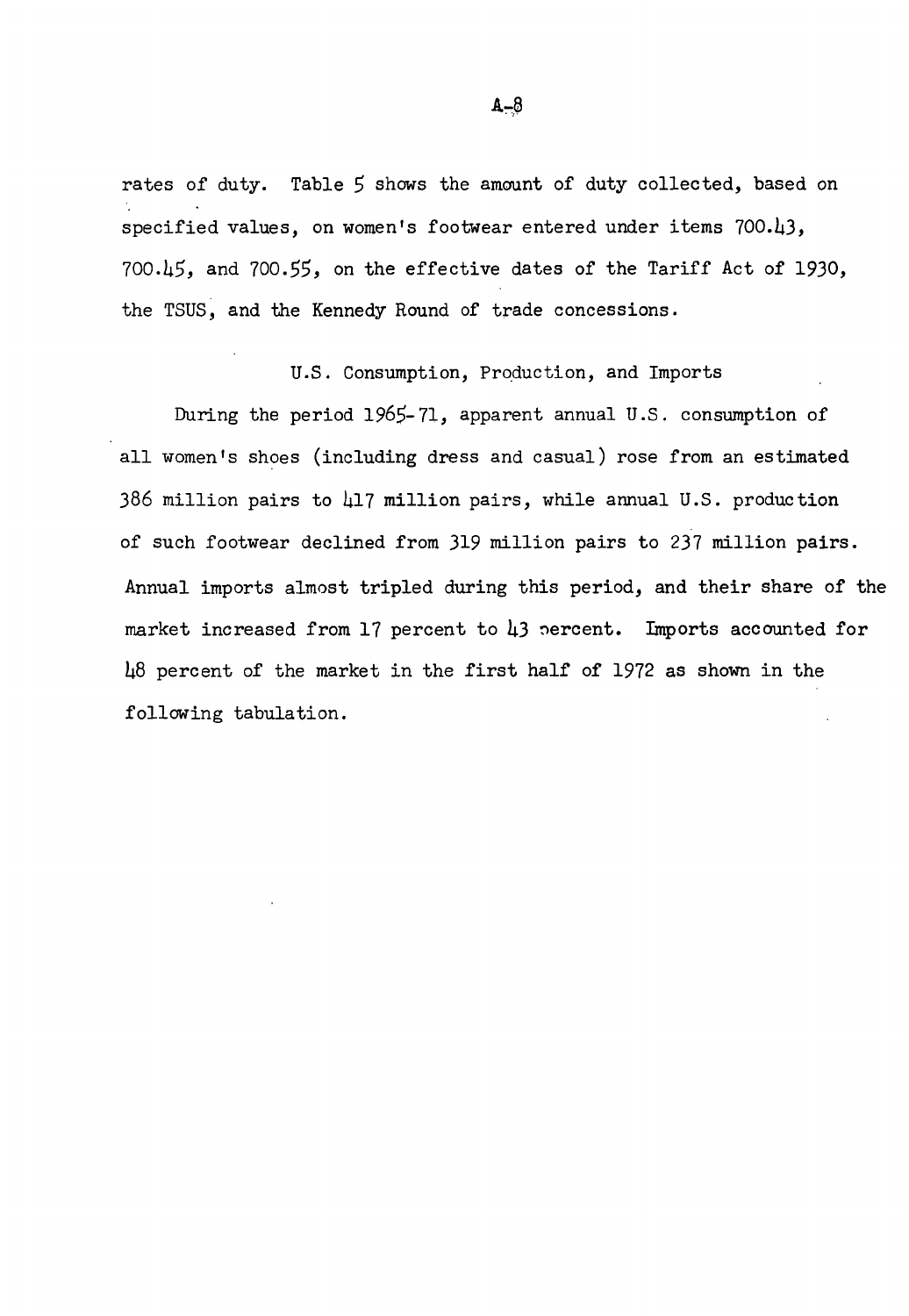rates of duty. Table 5 shows the amount of duty collected, based on specified values, on women's footwear entered under items 700.43, 700.45, and 700.55, on the effective dates of the Tariff Act of 1930, the TSUS, and the Kennedy Round of trade concessions.

## U.S. Consumption, Production, and Imports

During the period 1965-71, apparent annual U.S. consumption of all women's shoes (including dress and casual) rose from an estimated 386 million pairs to 417 million pairs, while annual U.S. production of such footwear declined from 319 million pairs to 237 million pairs. Annual imports almost tripled during this period, and their share of the market increased from 17 percent to 43 percent. Imports accounted for 48 percent of the market in the first half of 1972 as shown in the following tabulation.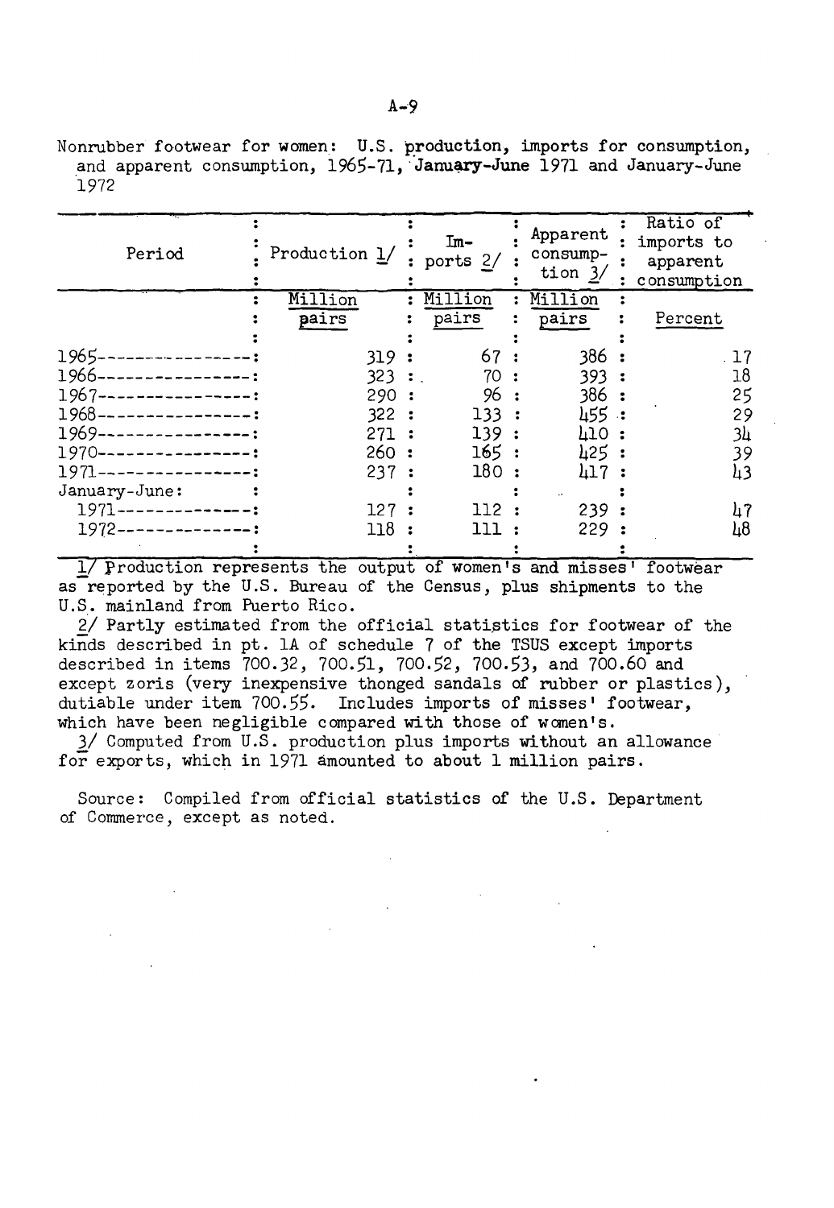Nonrubber footwear for women: U.S. production, imports for consumption, and apparent consumption, 1965-71, January-June 1971 and January-June 1972

| Period | Production 1/ | Imports 2/ | Apparent consumption 3/ | Ratio of imports to apparent consumption |
|---|---|---|---|---|
| | Million pairs | Million pairs | Million pairs | Percent |
| 1965 | 319 | 67 | 386 | 17 |
| 1966 | 323 | 70 | 393 | 18 |
| 1967 | 290 | 96 | 386 | 25 |
| 1968 | 322 | 133 | 455 | 29 |
| 1969 | 271 | 139 | 410 | 34 |
| 1970 | 260 | 165 | 425 | 39 |
| 1971 | 237 | 180 | 417 | 43 |
| January-June: | | | | |
| 1971 | 127 | 112 | 239 | 47 |
| 1972 | 118 | 111 | 229 | 48 |

1/ Production represents the output of women's and misses' footwear as reported by the U.S. Bureau of the Census, plus shipments to the U.S. mainland from Puerto Rico.

2/ Partly estimated from the official statistics for footwear of the kinds described in pt. 1A of schedule 7 of the TSUS except imports described in items 700.32, 700.51, 700.52, 700.53, and 700.60 and except zoris (very inexpensive thonged sandals of rubber or plastics), dutiable under item 700.55. Includes imports of misses' footwear, which have been negligible compared with those of women's.

3/ Computed from U.S. production plus imports without an allowance for exports, which in 1971 amounted to about 1 million pairs.

Source: Compiled from official statistics of the U.S. Department of Commerce, except as noted.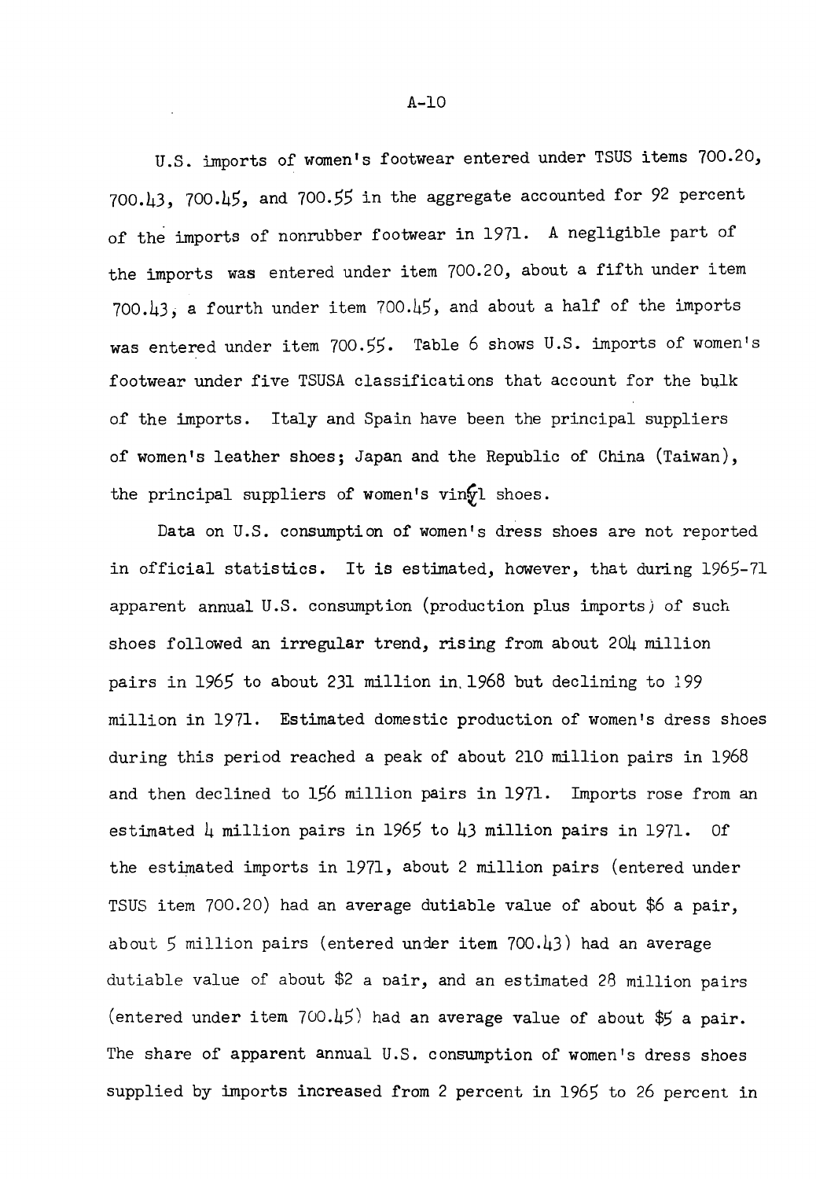U.S. imports of women's footwear entered under TSUS items 700.20, 700.43, 700.45, and 700.55 in the aggregate accounted for 92 percent of the imports of nonrubber footwear in 1971. A negligible part of the imports was entered under item 700.20, about a fifth under item 700.43, a fourth under item 700.45, and about a half of the imports was entered under item 700.55. Table 6 shows U.S. imports of women's footwear under five TSUSA classifications that account for the bulk of the imports. Italy and Spain have been the principal suppliers of women's leather shoes; Japan and the Republic of China (Taiwan), the principal suppliers of women's vinyl shoes.

Data on U.S. consumption of women's dress shoes are not reported in official statistics. It is estimated, however, that during 1965-71 apparent annual U.S. consumption (production plus imports) of such shoes followed an irregular trend, rising from about 204 million pairs in 1965 to about 231 million in 1968 but declining to 199 million in 1971. Estimated domestic production of women's dress shoes during this period reached a peak of about 210 million pairs in 1968 and then declined to 156 million pairs in 1971. Imports rose from an estimated 4 million pairs in 1965 to 43 million pairs in 1971. Of the estimated imports in 1971, about 2 million pairs (entered under TSUS item 700.20) had an average dutiable value of about $6 a pair, about 5 million pairs (entered under item 700.43) had an average dutiable value of about $2 a pair, and an estimated 28 million pairs (entered under item 700.45) had an average value of about $5 a pair. The share of apparent annual U.S. consumption of women's dress shoes supplied by imports increased from 2 percent in 1965 to 26 percent in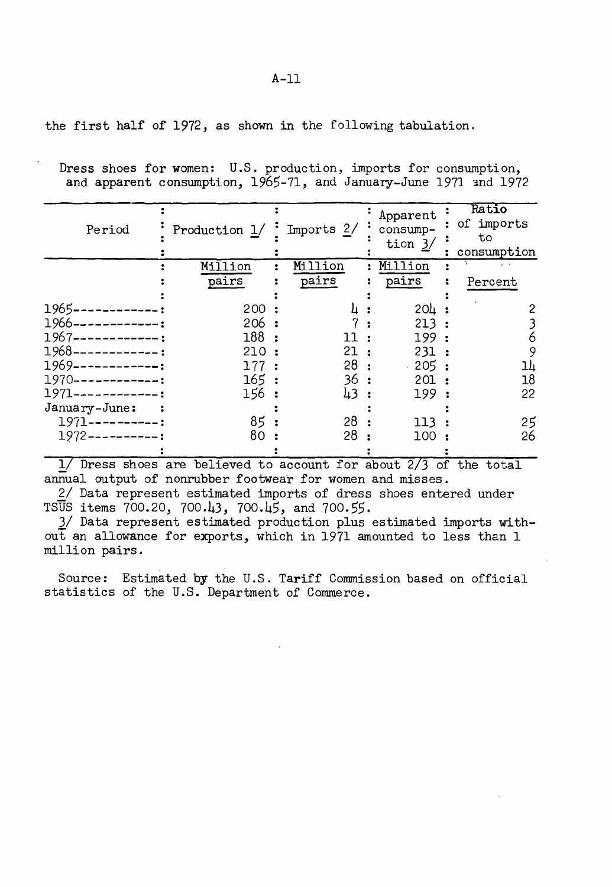the first half of 1972, as shown in the following tabulation.

Dress shoes for women: U.S. production, imports for consumption, and apparent consumption, 1965-71, and January-June 1971 and 1972

| Period | Production 1/ | Imports 2/ | Apparent consumption 3/ | Ratio of imports to consumption |
|---|---|---|---|---|
| | Million pairs | Million pairs | Million pairs | Percent |
| 1965 | 200 | 4 | 204 | 2 |
| 1966 | 206 | 7 | 213 | 3 |
| 1967 | 188 | 11 | 199 | 6 |
| 1968 | 210 | 21 | 231 | 9 |
| 1969 | 177 | 28 | 205 | 14 |
| 1970 | 165 | 36 | 201 | 18 |
| 1971 | 156 | 43 | 199 | 22 |
| January-June: | | | | |
| 1971 | 85 | 28 | 113 | 25 |
| 1972 | 80 | 28 | 100 | 26 |

1/ Dress shoes are believed to account for about 2/3 of the total annual output of nonrubber footwear for women and misses.

2/ Data represent estimated imports of dress shoes entered under TSUS items 700.20, 700.43, 700.45, and 700.55.

3/ Data represent estimated production plus estimated imports without an allowance for exports, which in 1971 amounted to less than 1 million pairs.

Source: Estimated by the U.S. Tariff Commission based on official statistics of the U.S. Department of Commerce.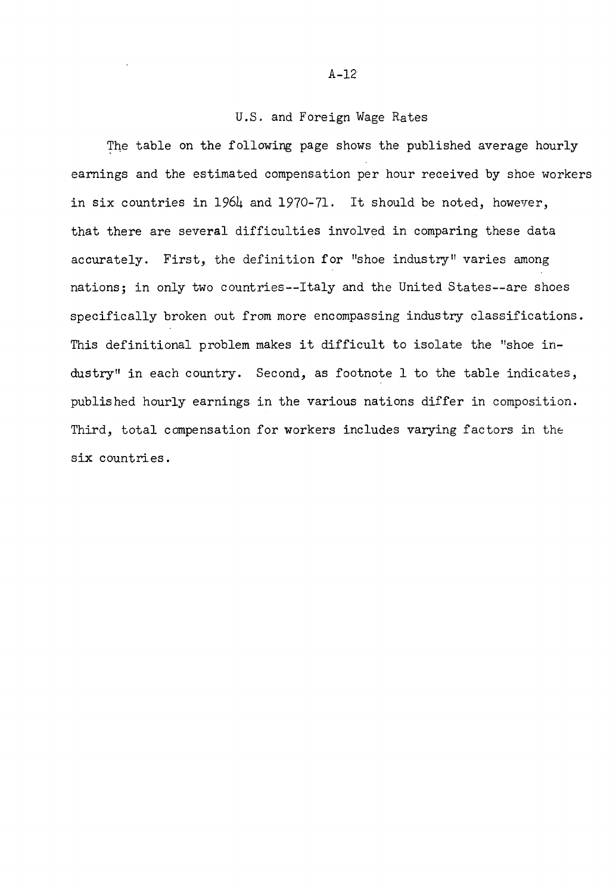## U.S. and Foreign Wage Rates

The table on the following page shows the published average hourly earnings and the estimated compensation per hour received by shoe workers in six countries in 1964 and 1970-71. It should be noted, however, that there are several difficulties involved in comparing these data accurately. First, the definition for "shoe industry" varies among nations; in only two countries--Italy and the United States--are shoes specifically broken out from more encompassing industry classifications. This definitional problem makes it difficult to isolate the "shoe industry" in each country. Second, as footnote 1 to the table indicates, published hourly earnings in the various nations differ in composition. Third, total compensation for workers includes varying factors in the six countries.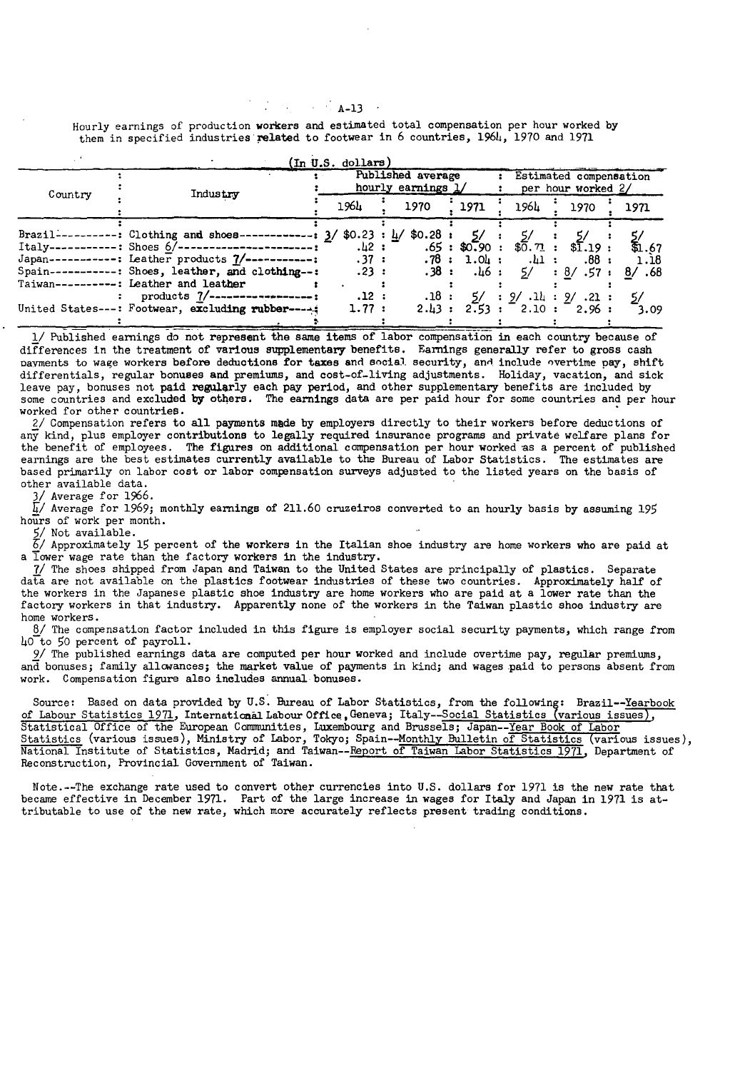Hourly earnings of production workers and estimated total compensation per hour worked by them in specified industries related to footwear in 6 countries, 1964, 1970 and 1971

(In U.S. dollars)

| Country | Industry | Published average hourly earnings 1/ | | | Estimated compensation per hour worked 2/ | | |
|---|---|---|---|---|---|---|---|
| | | 1964 | 1970 | 1971 | 1964 | 1970 | 1971 |
| Brazil | Clothing and shoes | 3/ $0.23 | 4/ $0.28 | 5/ | 5/ | 5/ | 5/ |
| Italy | Shoes 6/ | .42 | .65 | $0.90 | $0.71 | $1.19 | $1.67 |
| Japan | Leather products 7/ | .37 | .78 | 1.04 | .41 | .88 | 1.18 |
| Spain | Shoes, leather, and clothing | .23 | .38 | .46 | 5/ | 8/ .57 | 8/ .68 |
| Taiwan | Leather and leather products 7/ | .12 | .18 | 5/ | 9/ .14 | 9/ .21 | 5/ |
| United States | Footwear, excluding rubber | 1.77 | 2.43 | 2.53 | 2.10 | 2.96 | 3.09 |

1/ Published earnings do not represent the same items of labor compensation in each country because of differences in the treatment of various supplementary benefits. Earnings generally refer to gross cash payments to wage workers before deductions for taxes and social security, and include overtime pay, shift differentials, regular bonuses and premiums, and cost-of-living adjustments. Holiday, vacation, and sick leave pay, bonuses not paid regularly each pay period, and other supplementary benefits are included by some countries and excluded by others. The earnings data are per paid hour for some countries and per hour worked for other countries.

2/ Compensation refers to all payments made by employers directly to their workers before deductions of any kind, plus employer contributions to legally required insurance programs and private welfare plans for the benefit of employees. The figures on additional compensation per hour worked as a percent of published earnings are the best estimates currently available to the Bureau of Labor Statistics. The estimates are based primarily on labor cost or labor compensation surveys adjusted to the listed years on the basis of other available data.

3/ Average for 1966.

4/ Average for 1969; monthly earnings of 211.60 cruzeiros converted to an hourly basis by assuming 195 hours of work per month.

5/ Not available.

6/ Approximately 15 percent of the workers in the Italian shoe industry are home workers who are paid at a lower wage rate than the factory workers in the industry.

7/ The shoes shipped from Japan and Taiwan to the United States are principally of plastics. Separate data are not available on the plastics footwear industries of these two countries. Approximately half of the workers in the Japanese plastic shoe industry are home workers who are paid at a lower rate than the factory workers in that industry. Apparently none of the workers in the Taiwan plastic shoe industry are home workers.

8/ The compensation factor included in this figure is employer social security payments, which range from 40 to 50 percent of payroll.

9/ The published earnings data are computed per hour worked and include overtime pay, regular premiums, and bonuses; family allowances; the market value of payments in kind; and wages paid to persons absent from work. Compensation figure also includes annual bonuses.

Source: Based on data provided by U.S. Bureau of Labor Statistics, from the following: Brazil--Yearbook of Labour Statistics 1971, International Labour Office, Geneva; Italy--Social Statistics (various issues), Statistical Office of the European Communities, Luxembourg and Brussels; Japan--Year Book of Labor Statistics (various issues), Ministry of Labor, Tokyo; Spain--Monthly Bulletin of Statistics (various issues), National Institute of Statistics, Madrid; and Taiwan--Report of Taiwan Labor Statistics 1971, Department of Reconstruction, Provincial Government of Taiwan.

Note.--The exchange rate used to convert other currencies into U.S. dollars for 1971 is the new rate that became effective in December 1971. Part of the large increase in wages for Italy and Japan in 1971 is attributable to use of the new rate, which more accurately reflects present trading conditions.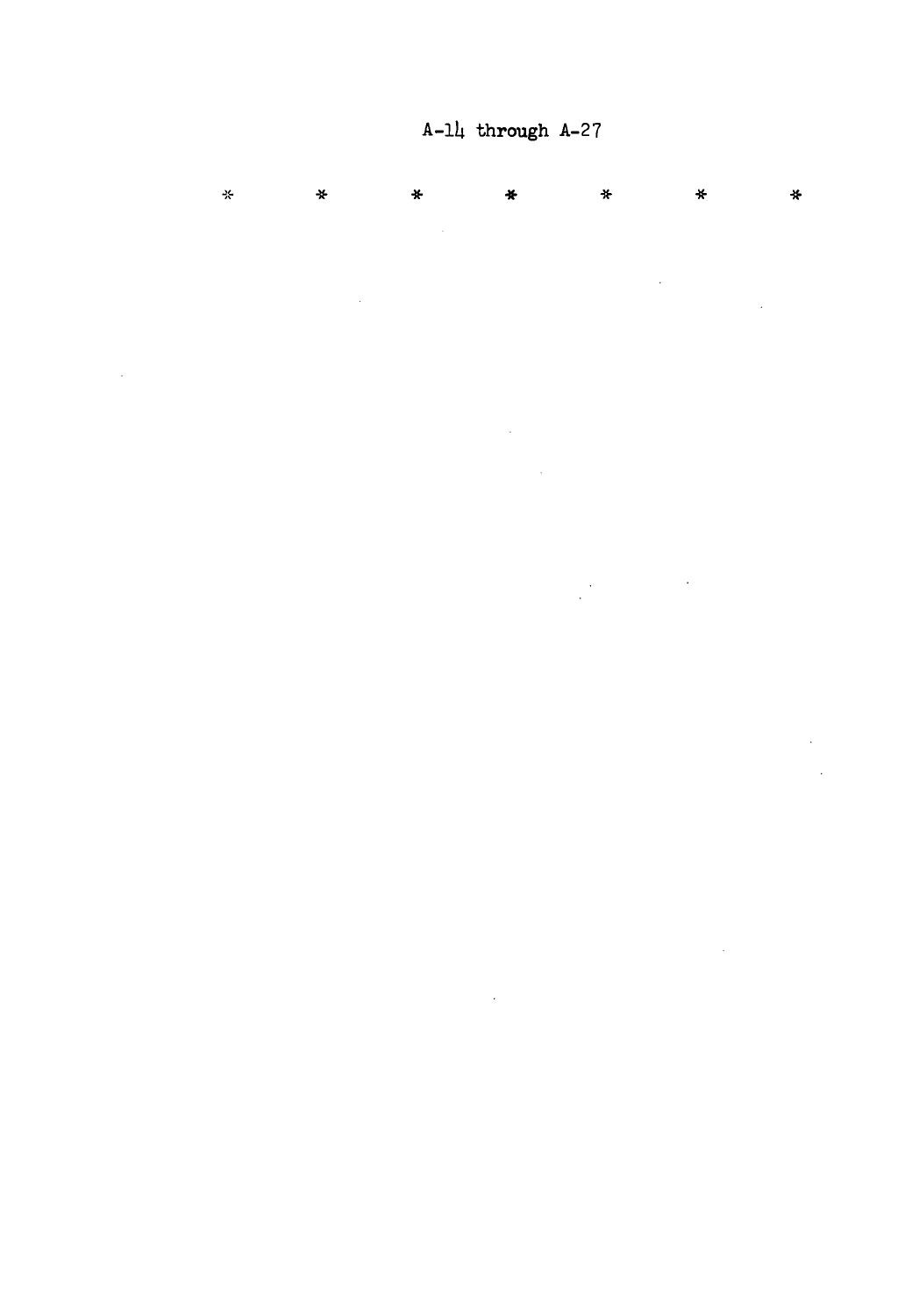A-14 through A-27

*       *       *       *       *       *       *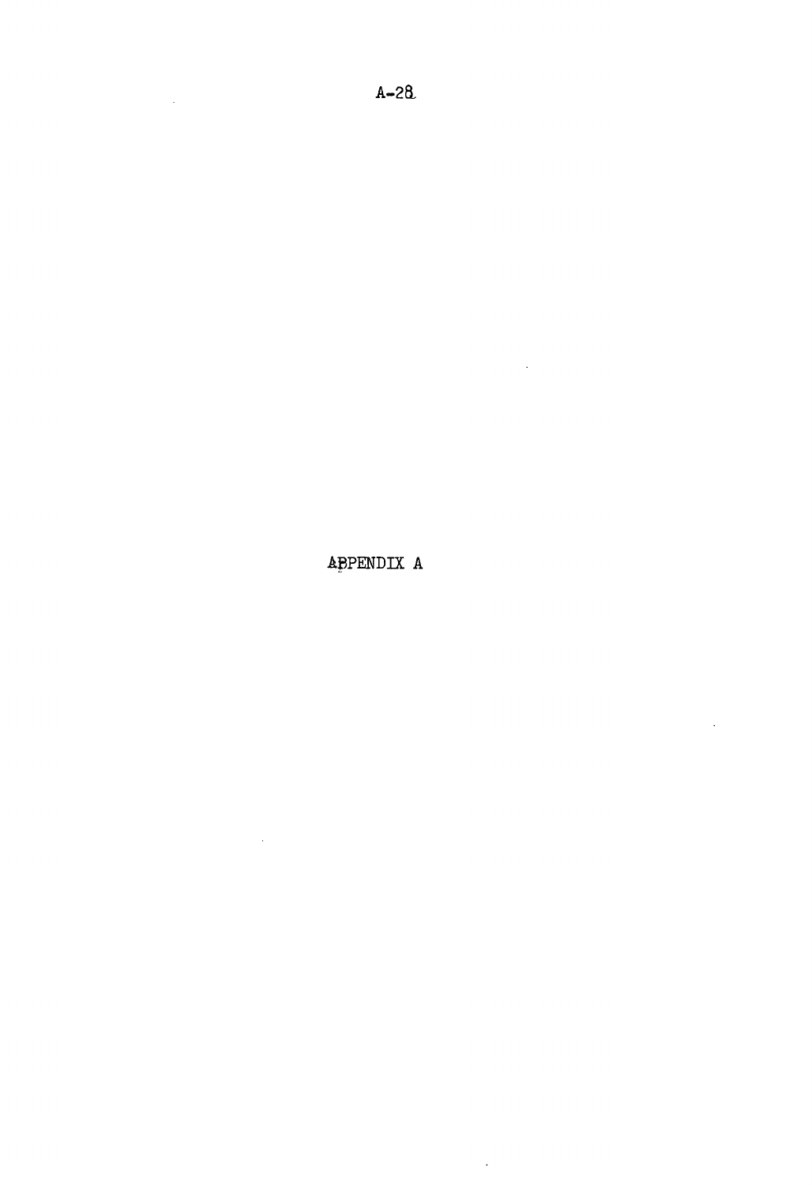# APPENDIX A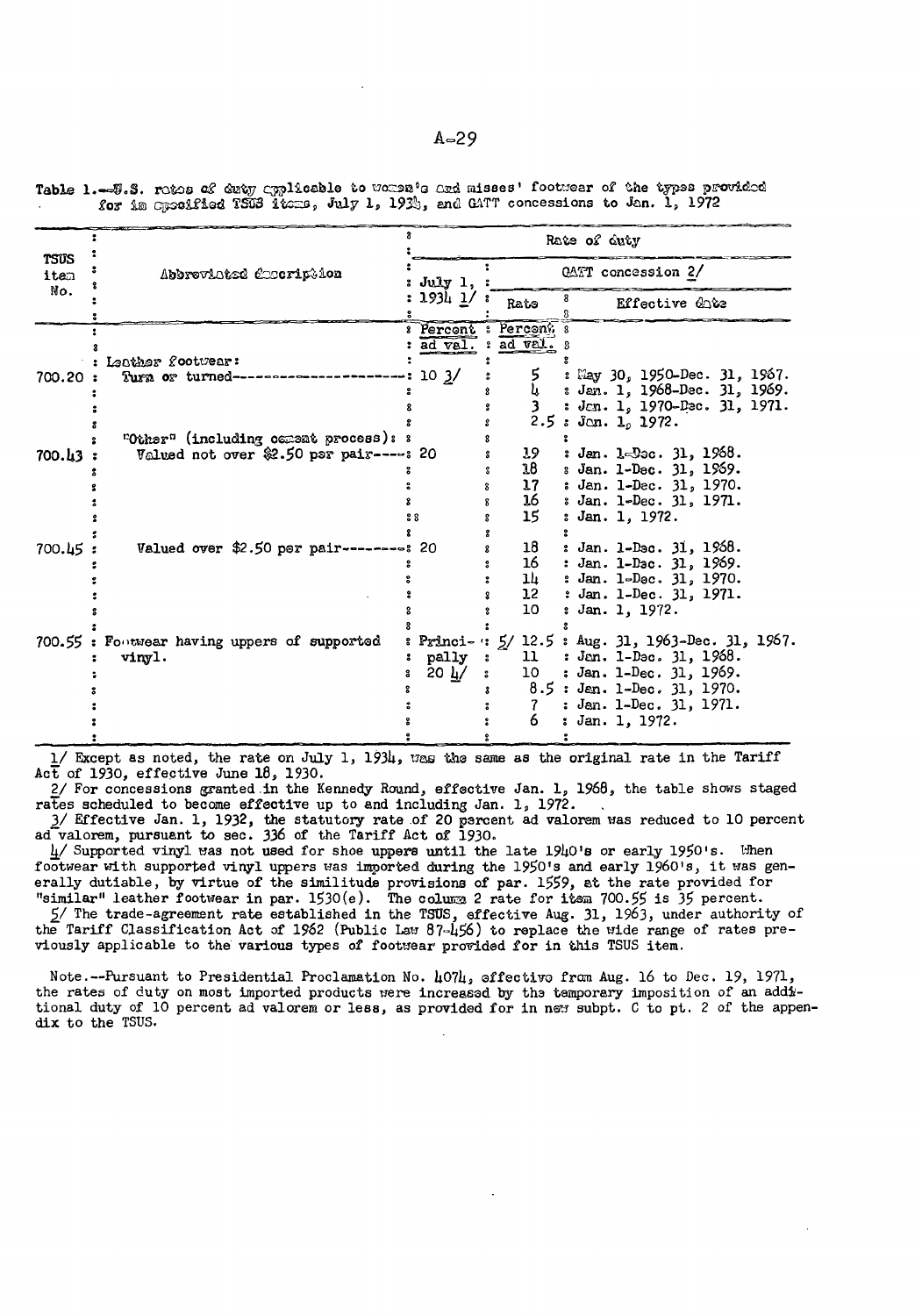Table 1.--U.S. rates of duty applicable to women's and misses' footwear of the types provided for in specified TSUS items, July 1, 1934, and GATT concessions to Jan. 1, 1972

| TSUS item No. | Abbreviated description | Rate of duty | | |
|---|---|---|---|---|
| | | July 1, 1934 1/ | GATT concession 2/ | |
| | | | Rate | Effective date |
| | | Percent ad val. | Percent ad val. | |
| | Leather footwear: | | | |
| 700.20 | Turn or turned | 10 3/ | 5 | May 30, 1950-Dec. 31, 1967. |
| | | | 4 | Jan. 1, 1968-Dec. 31, 1969. |
| | | | 3 | Jan. 1, 1970-Dec. 31, 1971. |
| | | | 2.5 | Jan. 1, 1972. |
| | "Other" (including cement process): | | | |
| 700.43 | Valued not over $2.50 per pair | 20 | 19 | Jan. 1-Dec. 31, 1968. |
| | | | 18 | Jan. 1-Dec. 31, 1969. |
| | | | 17 | Jan. 1-Dec. 31, 1970. |
| | | | 16 | Jan. 1-Dec. 31, 1971. |
| | | | 15 | Jan. 1, 1972. |
| 700.45 | Valued over $2.50 per pair | 20 | 18 | Jan. 1-Dec. 31, 1968. |
| | | | 16 | Jan. 1-Dec. 31, 1969. |
| | | | 14 | Jan. 1-Dec. 31, 1970. |
| | | | 12 | Jan. 1-Dec. 31, 1971. |
| | | | 10 | Jan. 1, 1972. |
| 700.55 | Footwear having uppers of supported vinyl. | Principally 20 4/ | 5/ 12.5 | Aug. 31, 1963-Dec. 31, 1967. |
| | | | 11 | Jan. 1-Dec. 31, 1968. |
| | | | 10 | Jan. 1-Dec. 31, 1969. |
| | | | 8.5 | Jan. 1-Dec. 31, 1970. |
| | | | 7 | Jan. 1-Dec. 31, 1971. |
| | | | 6 | Jan. 1, 1972. |

1/ Except as noted, the rate on July 1, 1934, was the same as the original rate in the Tariff Act of 1930, effective June 18, 1930.

2/ For concessions granted in the Kennedy Round, effective Jan. 1, 1968, the table shows staged rates scheduled to become effective up to and including Jan. 1, 1972.

3/ Effective Jan. 1, 1932, the statutory rate of 20 percent ad valorem was reduced to 10 percent ad valorem, pursuant to sec. 336 of the Tariff Act of 1930.

4/ Supported vinyl was not used for shoe uppers until the late 1940's or early 1950's. When footwear with supported vinyl uppers was imported during the 1950's and early 1960's, it was generally dutiable, by virtue of the similitude provisions of par. 1559, at the rate provided for "similar" leather footwear in par. 1530(e). The column 2 rate for item 700.55 is 35 percent.

5/ The trade-agreement rate established in the TSUS, effective Aug. 31, 1963, under authority of the Tariff Classification Act of 1962 (Public Law 87-456) to replace the wide range of rates previously applicable to the various types of footwear provided for in this TSUS item.

Note.--Pursuant to Presidential Proclamation No. 4074, effective from Aug. 16 to Dec. 19, 1971, the rates of duty on most imported products were increased by the temporary imposition of an additional duty of 10 percent ad valorem or less, as provided for in new subpt. C to pt. 2 of the appendix to the TSUS.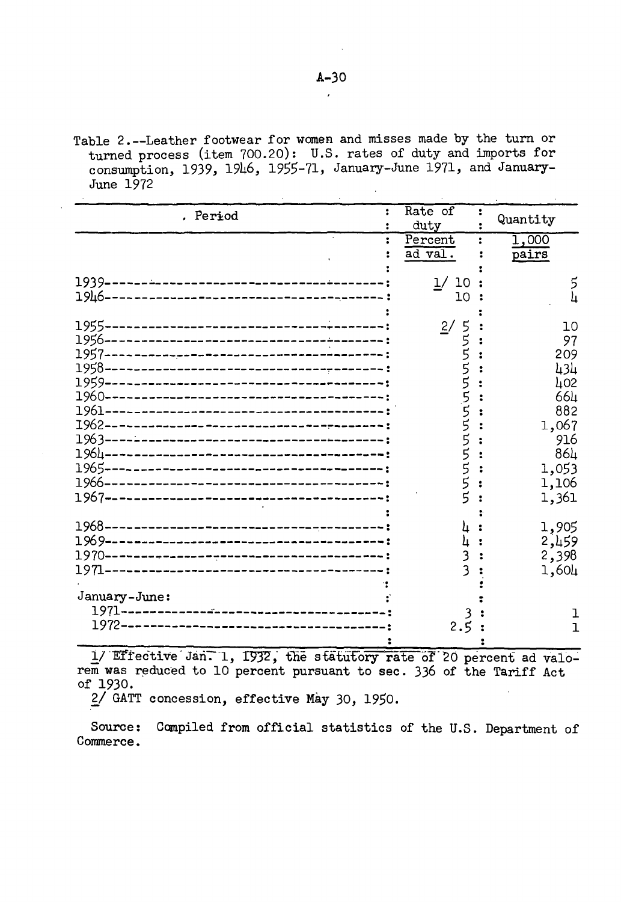Table 2.--Leather footwear for women and misses made by the turn or turned process (item 700.20): U.S. rates of duty and imports for consumption, 1939, 1946, 1955-71, January-June 1971, and January-June 1972

| Period | Rate of duty | Quantity |
|---|---|---|
| | Percent ad val. | 1,000 pairs |
| 1939 | 1/ 10 | 5 |
| 1946 | 10 | 4 |
| 1955 | 2/ 5 | 10 |
| 1956 | 5 | 97 |
| 1957 | 5 | 209 |
| 1958 | 5 | 434 |
| 1959 | 5 | 402 |
| 1960 | 5 | 664 |
| 1961 | 5 | 882 |
| 1962 | 5 | 1,067 |
| 1963 | 5 | 916 |
| 1964 | 5 | 864 |
| 1965 | 5 | 1,053 |
| 1966 | 5 | 1,106 |
| 1967 | 5 | 1,361 |
| 1968 | 4 | 1,905 |
| 1969 | 4 | 2,459 |
| 1970 | 3 | 2,398 |
| 1971 | 3 | 1,604 |
| January-June: | | |
| 1971 | 3 | 1 |
| 1972 | 2.5 | 1 |

1/ Effective Jan. 1, 1932, the statutory rate of 20 percent ad valorem was reduced to 10 percent pursuant to sec. 336 of the Tariff Act of 1930.

2/ GATT concession, effective May 30, 1950.

Source: Compiled from official statistics of the U.S. Department of Commerce.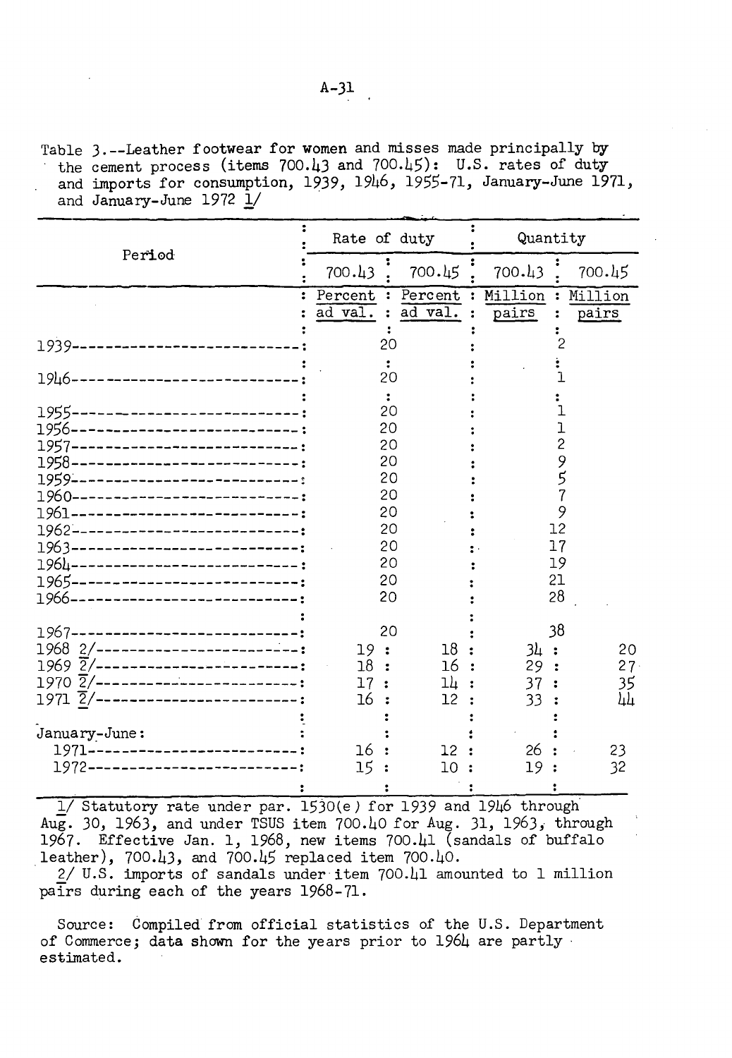Table 3.--Leather footwear for women and misses made principally by the cement process (items 700.43 and 700.45): U.S. rates of duty and imports for consumption, 1939, 1946, 1955-71, January-June 1971, and January-June 1972 1/

| Period | Rate of duty | | Quantity | |
|---|---|---|---|---|
| | 700.43 | 700.45 | 700.43 | 700.45 |
| | Percent ad val. | Percent ad val. | Million pairs | Million pairs |
| 1939 | 20 | | 2 | |
| 1946 | 20 | | 1 | |
| 1955 | 20 | | 1 | |
| 1956 | 20 | | 1 | |
| 1957 | 20 | | 2 | |
| 1958 | 20 | | 9 | |
| 1959 | 20 | | 5 | |
| 1960 | 20 | | 7 | |
| 1961 | 20 | | 9 | |
| 1962 | 20 | | 12 | |
| 1963 | 20 | | 17 | |
| 1964 | 20 | | 19 | |
| 1965 | 20 | | 21 | |
| 1966 | 20 | | 28 | |
| 1967 | 20 | | 38 | |
| 1968 2/ | 19 | 18 | 34 | 20 |
| 1969 2/ | 18 | 16 | 29 | 27 |
| 1970 2/ | 17 | 14 | 37 | 35 |
| 1971 2/ | 16 | 12 | 33 | 44 |
| January-June: | | | | |
| 1971 | 16 | 12 | 26 | 23 |
| 1972 | 15 | 10 | 19 | 32 |

1/ Statutory rate under par. 1530(e) for 1939 and 1946 through Aug. 30, 1963, and under TSUS item 700.40 for Aug. 31, 1963, through 1967. Effective Jan. 1, 1968, new items 700.41 (sandals of buffalo leather), 700.43, and 700.45 replaced item 700.40.

2/ U.S. imports of sandals under item 700.41 amounted to 1 million pairs during each of the years 1968-71.

Source: Compiled from official statistics of the U.S. Department of Commerce; data shown for the years prior to 1964 are partly estimated.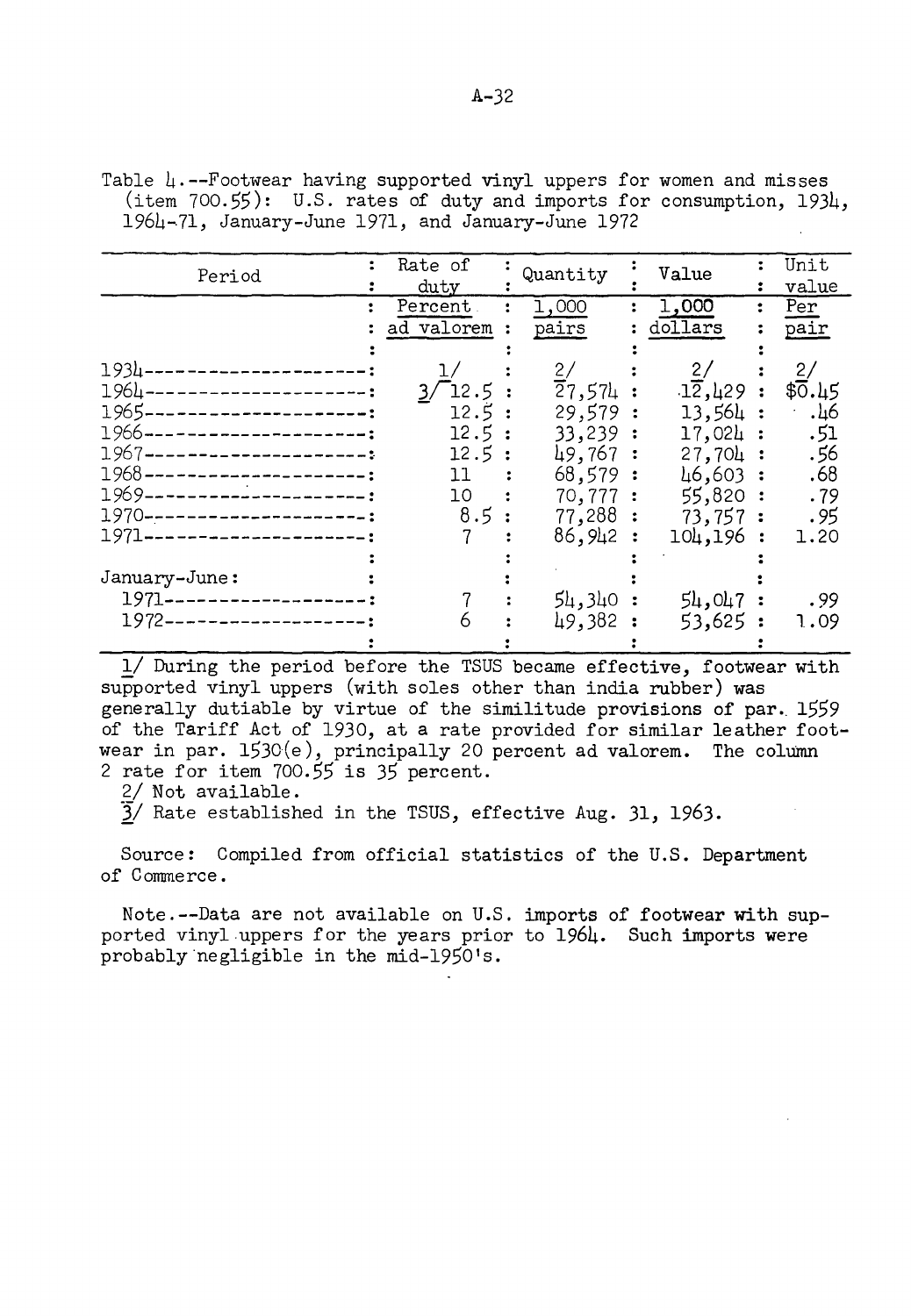Table 4.--Footwear having supported vinyl uppers for women and misses (item 700.55): U.S. rates of duty and imports for consumption, 1934, 1964-71, January-June 1971, and January-June 1972

| Period | Rate of duty | Quantity | Value | Unit value |
|---|---|---|---|---|
| | Percent ad valorem | 1,000 pairs | 1,000 dollars | Per pair |
| 1934 | 1/ | 2/ | 2/ | 2/ |
| 1964 | 3/ 12.5 | 27,574 | 12,429 | $0.45 |
| 1965 | 12.5 | 29,579 | 13,564 | .46 |
| 1966 | 12.5 | 33,239 | 17,024 | .51 |
| 1967 | 12.5 | 49,767 | 27,704 | .56 |
| 1968 | 11 | 68,579 | 46,603 | .68 |
| 1969 | 10 | 70,777 | 55,820 | .79 |
| 1970 | 8.5 | 77,288 | 73,757 | .95 |
| 1971 | 7 | 86,942 | 104,196 | 1.20 |
| January-June: | | | | |
| 1971 | 7 | 54,340 | 54,047 | .99 |
| 1972 | 6 | 49,382 | 53,625 | 1.09 |

1/ During the period before the TSUS became effective, footwear with supported vinyl uppers (with soles other than india rubber) was generally dutiable by virtue of the similitude provisions of par. 1559 of the Tariff Act of 1930, at a rate provided for similar leather footwear in par. 1530(e), principally 20 percent ad valorem. The column 2 rate for item 700.55 is 35 percent.

2/ Not available.

3/ Rate established in the TSUS, effective Aug. 31, 1963.

Source: Compiled from official statistics of the U.S. Department of Commerce.

Note.--Data are not available on U.S. imports of footwear with supported vinyl uppers for the years prior to 1964. Such imports were probably negligible in the mid-1950's.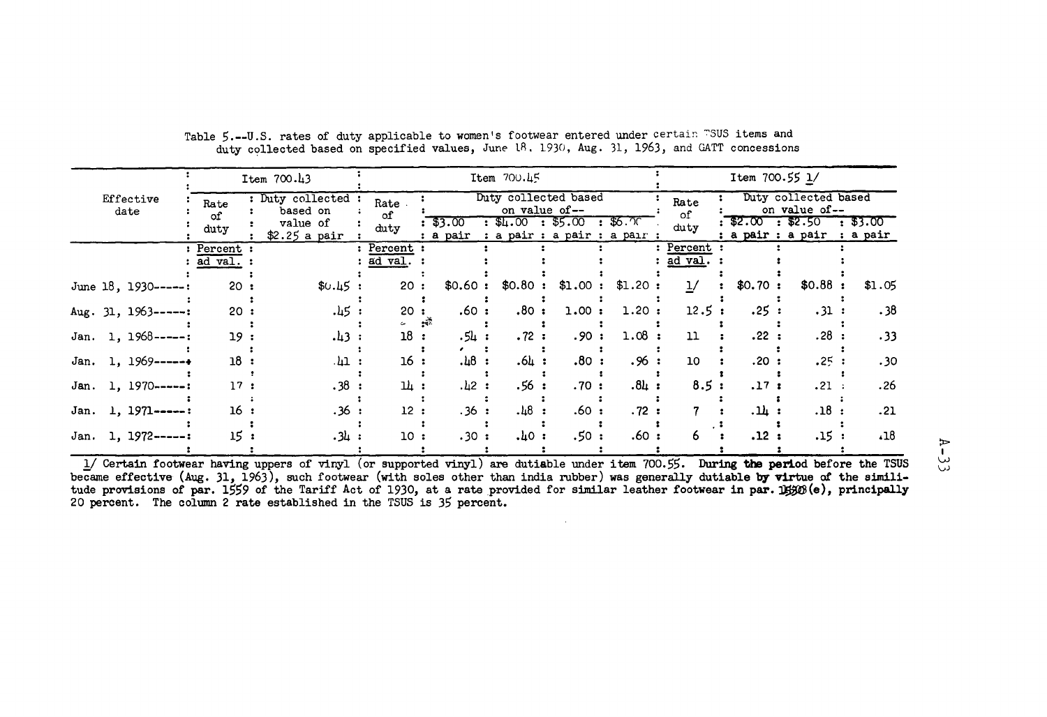Table 5.--U.S. rates of duty applicable to women's footwear entered under certain TSUS items and duty collected based on specified values, June 18, 1930, Aug. 31, 1963, and GATT concessions

| Effective date | Item 700.43 | | Item 700.45 | | | | | Item 700.55 1/ | | | |
|---|---|---|---|---|---|---|---|---|---|---|---|
| | Rate of duty | Duty collected based on value of $2.25 a pair | Rate of duty | Duty collected based on value of-- | | | | Rate of duty | Duty collected based on value of-- | | |
| | | | | $3.00 a pair | $4.00 a pair | $5.00 a pair | $6.00 a pair | | $2.00 a pair | $2.50 a pair | $3.00 a pair |
| | Percent ad val. | | Percent ad val. | | | | | Percent ad val. | | | |
| June 18, 1930----- | 20 | $0.45 | 20 | $0.60 | $0.80 | $1.00 | $1.20 | 1/ | $0.70 | $0.88 | $1.05 |
| Aug. 31, 1963----- | 20 | .45 | 20 | .60 | .80 | 1.00 | 1.20 | 12.5 | .25 | .31 | .38 |
| Jan. 1, 1968----- | 19 | .43 | 18 | .54 | .72 | .90 | 1.08 | 11 | .22 | .28 | .33 |
| Jan. 1, 1969----- | 18 | .41 | 16 | .48 | .64 | .80 | .96 | 10 | .20 | .25 | .30 |
| Jan. 1, 1970----- | 17 | .38 | 14 | .42 | .56 | .70 | .84 | 8.5 | .17 | .21 | .26 |
| Jan. 1, 1971----- | 16 | .36 | 12 | .36 | .48 | .60 | .72 | 7 | .14 | .18 | .21 |
| Jan. 1, 1972----- | 15 | .34 | 10 | .30 | .40 | .50 | .60 | 6 | .12 | .15 | .18 |

1/ Certain footwear having uppers of vinyl (or supported vinyl) are dutiable under item 700.55. During the period before the TSUS became effective (Aug. 31, 1963), such footwear (with soles other than india rubber) was generally dutiable by virtue of the similitude provisions of par. 1559 of the Tariff Act of 1930, at a rate provided for similar leather footwear in par. 1530(e), principally 20 percent. The column 2 rate established in the TSUS is 35 percent.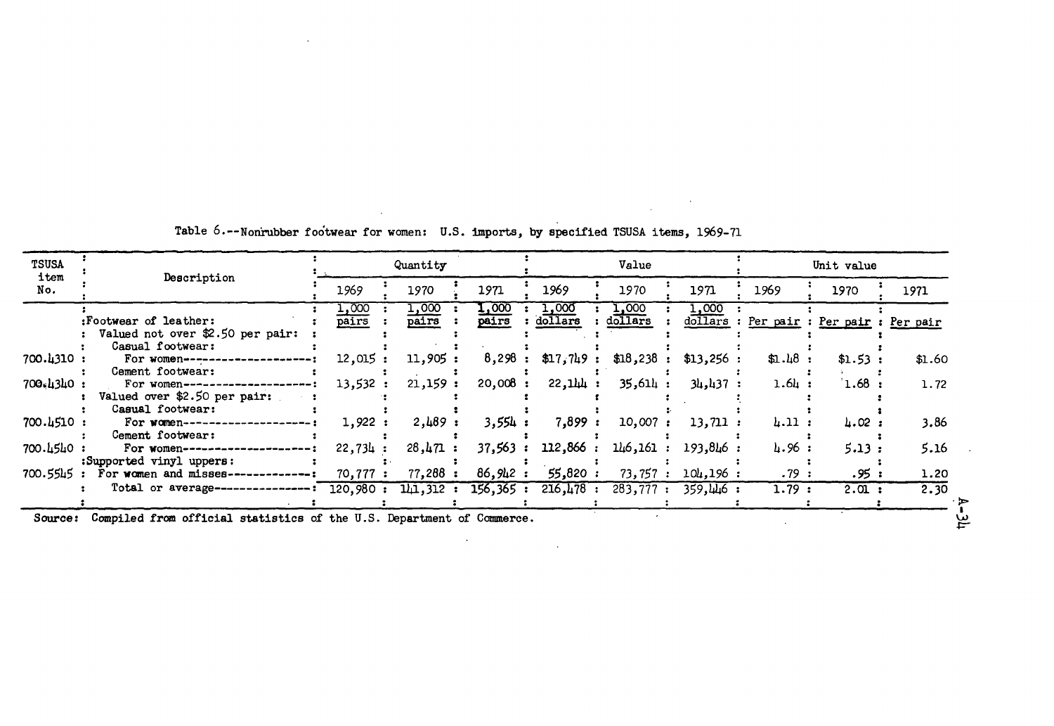Table 6.--Nonrubber footwear for women: U.S. imports, by specified TSUSA items, 1969-71

| TSUSA item No. | Description | Quantity | | | Value | | | Unit value | | |
|---|---|---|---|---|---|---|---|---|---|---|
| | | 1969 | 1970 | 1971 | 1969 | 1970 | 1971 | 1969 | 1970 | 1971 |
| | | 1,000 pairs | 1,000 pairs | 1,000 pairs | 1,000 dollars | 1,000 dollars | 1,000 dollars | Per pair | Per pair | Per pair |
| | Footwear of leather: | | | | | | | | | |
| | Valued not over $2.50 per pair: | | | | | | | | | |
| | Casual footwear: | | | | | | | | | |
| 700.4310 | For women | 12,015 | 11,905 | 8,298 | $17,749 | $18,238 | $13,256 | $1.48 | $1.53 | $1.60 |
| | Cement footwear: | | | | | | | | | |
| 700.4340 | For women | 13,532 | 21,159 | 20,008 | 22,144 | 35,614 | 34,437 | 1.64 | 1.68 | 1.72 |
| | Valued over $2.50 per pair: | | | | | | | | | |
| | Casual footwear: | | | | | | | | | |
| 700.4510 | For women | 1,922 | 2,489 | 3,554 | 7,899 | 10,007 | 13,711 | 4.11 | 4.02 | 3.86 |
| | Cement footwear: | | | | | | | | | |
| 700.4540 | For women | 22,734 | 28,471 | 37,563 | 112,866 | 146,161 | 193,846 | 4.96 | 5.13 | 5.16 |
| | Supported vinyl uppers: | | | | | | | | | |
| 700.5545 | For women and misses | 70,777 | 77,288 | 86,942 | 55,820 | 73,757 | 104,196 | .79 | .95 | 1.20 |
| | Total or average | 120,980 | 141,312 | 156,365 | 216,478 | 283,777 | 359,446 | 1.79 | 2.01 | 2.30 |

Source: Compiled from official statistics of the U.S. Department of Commerce.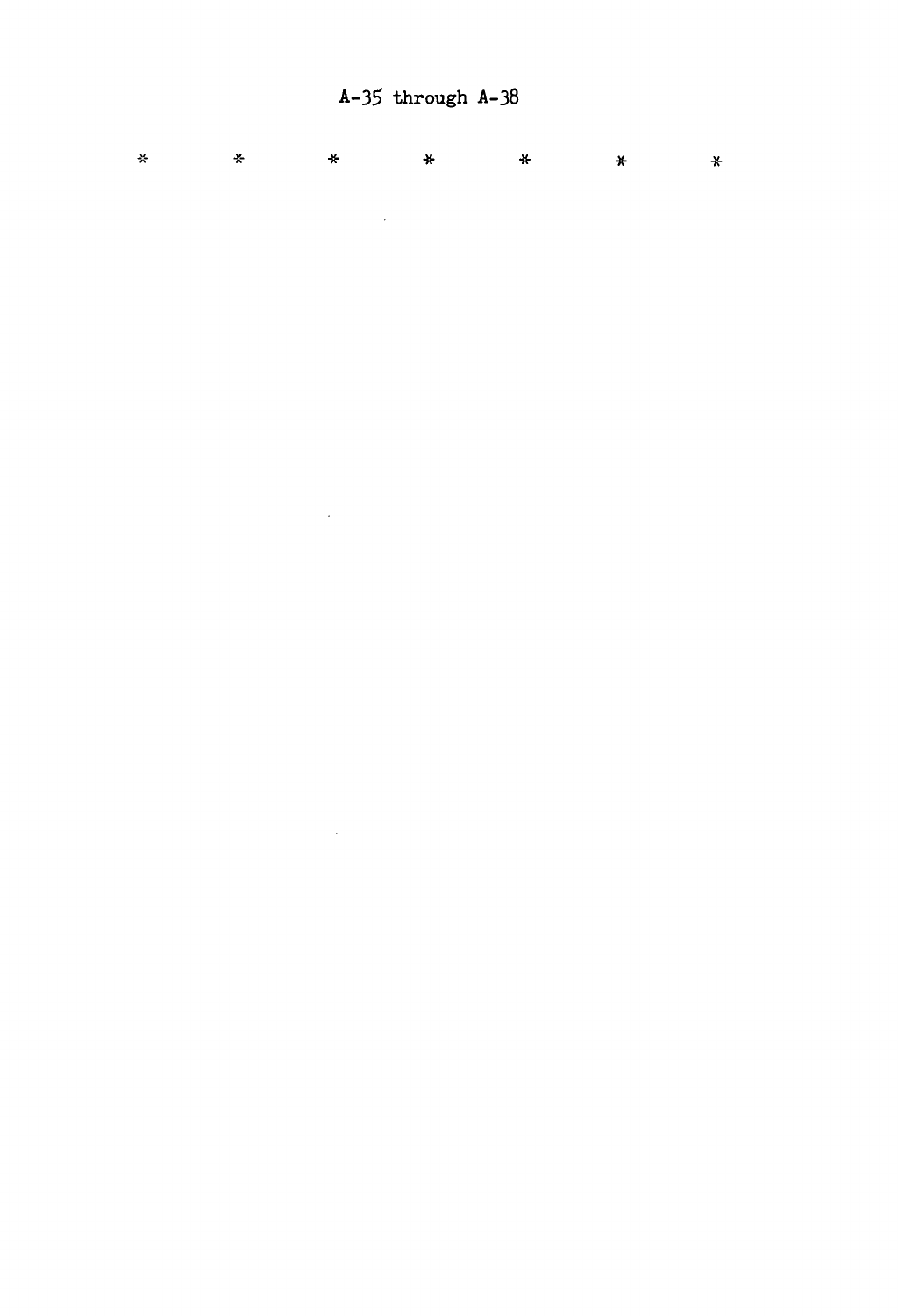A-35 through A-38

*          *          *          *          *          *          *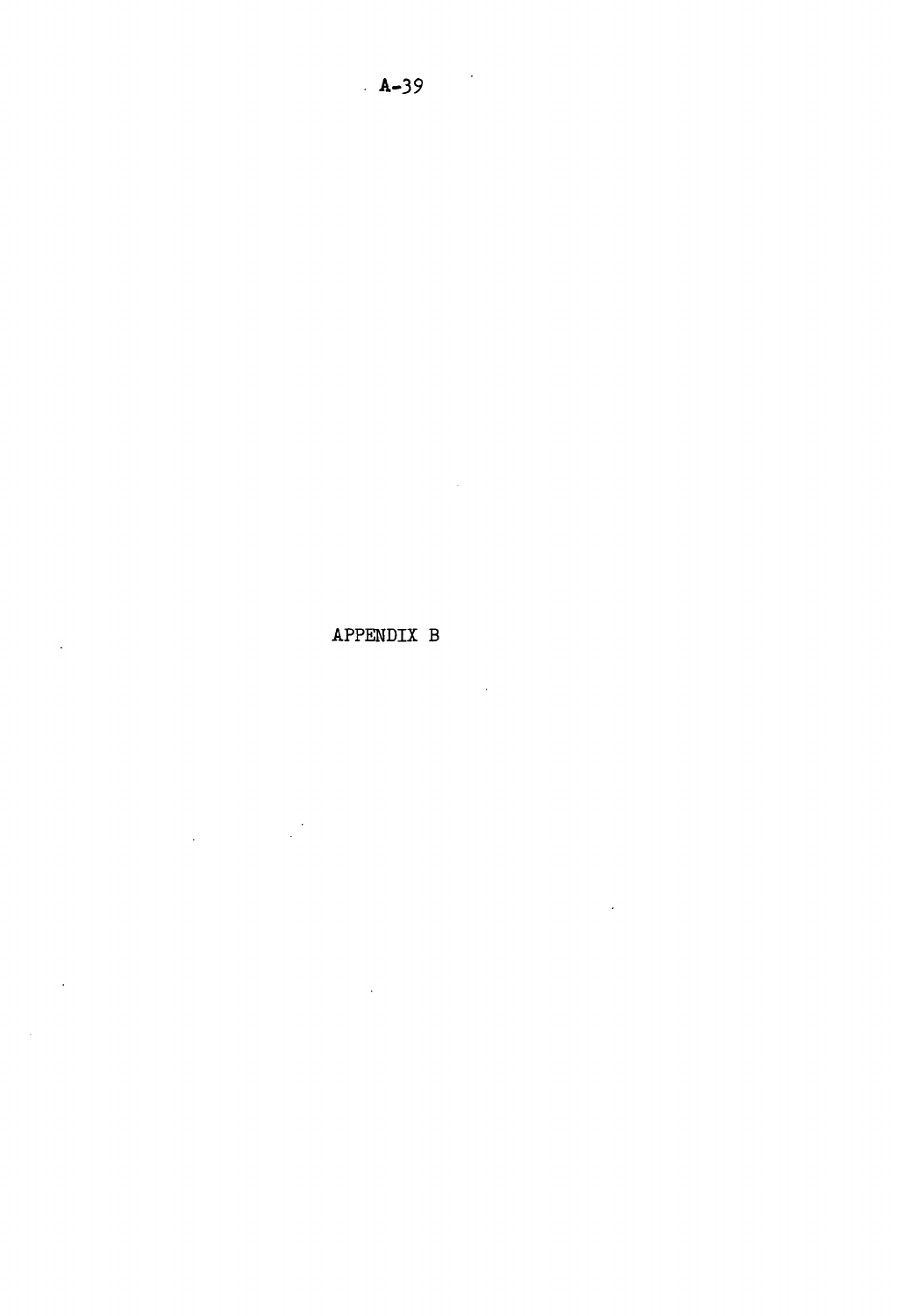# APPENDIX B